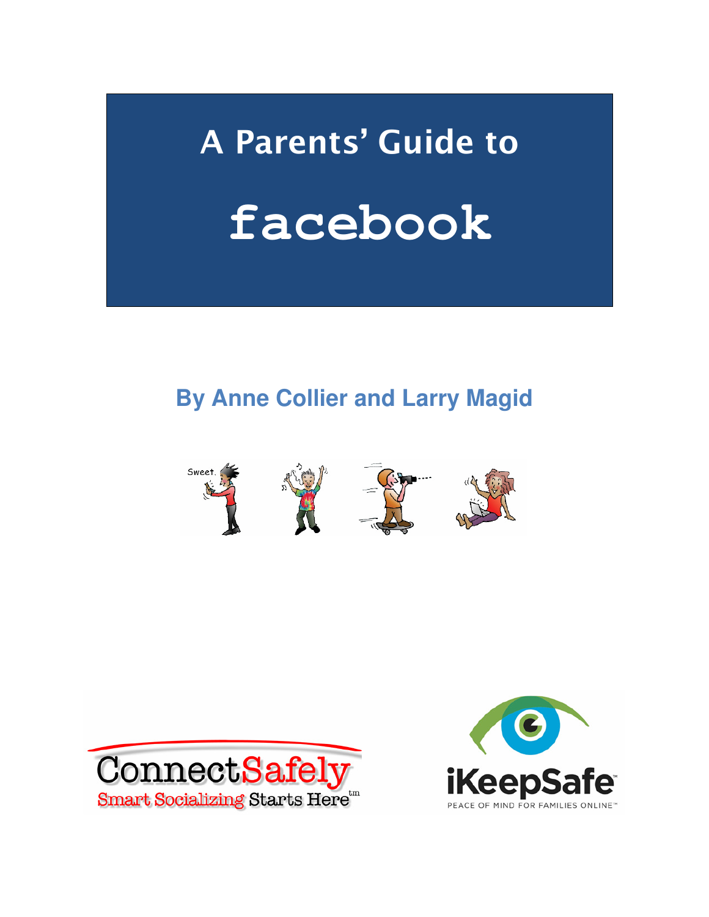# A Parents' Guide to

# facebook

**By Anne Collier and Larry Magid**

ConnectSafely
Smart Socializing Starts Here™

iKeepSafe™
PEACE OF MIND FOR FAMILIES ONLINE™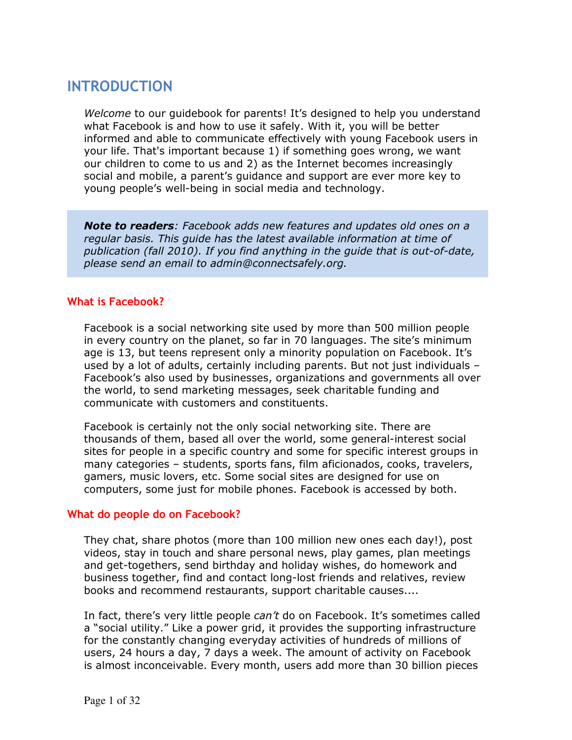# INTRODUCTION

*Welcome* to our guidebook for parents! It's designed to help you understand what Facebook is and how to use it safely. With it, you will be better informed and able to communicate effectively with young Facebook users in your life. That's important because 1) if something goes wrong, we want our children to come to us and 2) as the Internet becomes increasingly social and mobile, a parent's guidance and support are ever more key to young people's well-being in social media and technology.

> ***Note to readers****: Facebook adds new features and updates old ones on a regular basis. This guide has the latest available information at time of publication (fall 2010). If you find anything in the guide that is out-of-date, please send an email to admin@connectsafely.org.*

### What is Facebook?

Facebook is a social networking site used by more than 500 million people in every country on the planet, so far in 70 languages. The site's minimum age is 13, but teens represent only a minority population on Facebook. It's used by a lot of adults, certainly including parents. But not just individuals – Facebook's also used by businesses, organizations and governments all over the world, to send marketing messages, seek charitable funding and communicate with customers and constituents.

Facebook is certainly not the only social networking site. There are thousands of them, based all over the world, some general-interest social sites for people in a specific country and some for specific interest groups in many categories – students, sports fans, film aficionados, cooks, travelers, gamers, music lovers, etc. Some social sites are designed for use on computers, some just for mobile phones. Facebook is accessed by both.

### What do people do on Facebook?

They chat, share photos (more than 100 million new ones each day!), post videos, stay in touch and share personal news, play games, plan meetings and get-togethers, send birthday and holiday wishes, do homework and business together, find and contact long-lost friends and relatives, review books and recommend restaurants, support charitable causes....

In fact, there's very little people *can't* do on Facebook. It's sometimes called a "social utility." Like a power grid, it provides the supporting infrastructure for the constantly changing everyday activities of hundreds of millions of users, 24 hours a day, 7 days a week. The amount of activity on Facebook is almost inconceivable. Every month, users add more than 30 billion pieces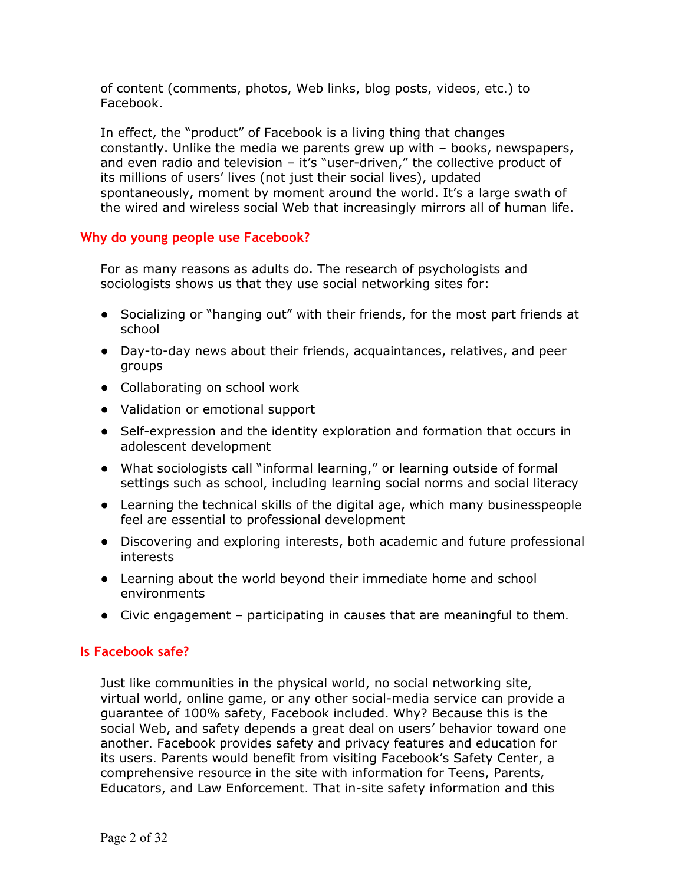of content (comments, photos, Web links, blog posts, videos, etc.) to Facebook.

In effect, the "product" of Facebook is a living thing that changes constantly. Unlike the media we parents grew up with – books, newspapers, and even radio and television – it's "user-driven," the collective product of its millions of users' lives (not just their social lives), updated spontaneously, moment by moment around the world. It's a large swath of the wired and wireless social Web that increasingly mirrors all of human life.

## Why do young people use Facebook?

For as many reasons as adults do. The research of psychologists and sociologists shows us that they use social networking sites for:

- Socializing or "hanging out" with their friends, for the most part friends at school
- Day-to-day news about their friends, acquaintances, relatives, and peer groups
- Collaborating on school work
- Validation or emotional support
- Self-expression and the identity exploration and formation that occurs in adolescent development
- What sociologists call "informal learning," or learning outside of formal settings such as school, including learning social norms and social literacy
- Learning the technical skills of the digital age, which many businesspeople feel are essential to professional development
- Discovering and exploring interests, both academic and future professional interests
- Learning about the world beyond their immediate home and school environments
- Civic engagement – participating in causes that are meaningful to them.

## Is Facebook safe?

Just like communities in the physical world, no social networking site, virtual world, online game, or any other social-media service can provide a guarantee of 100% safety, Facebook included. Why? Because this is the social Web, and safety depends a great deal on users' behavior toward one another. Facebook provides safety and privacy features and education for its users. Parents would benefit from visiting Facebook's Safety Center, a comprehensive resource in the site with information for Teens, Parents, Educators, and Law Enforcement. That in-site safety information and this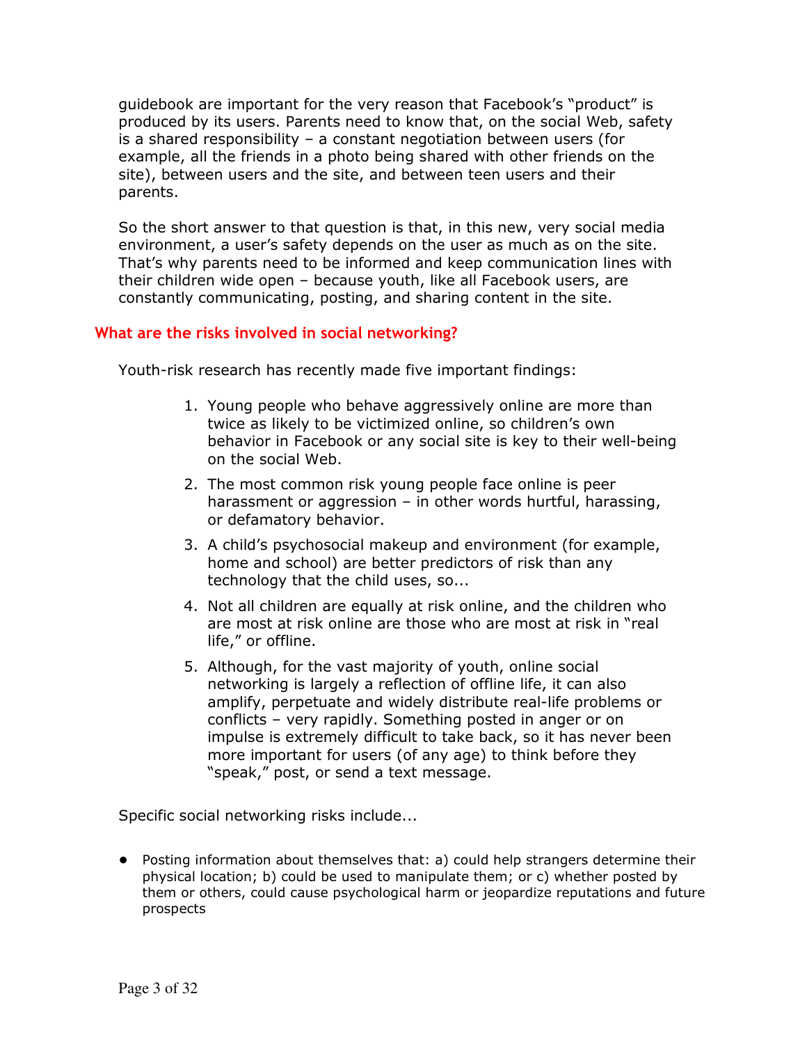guidebook are important for the very reason that Facebook's "product" is produced by its users. Parents need to know that, on the social Web, safety is a shared responsibility – a constant negotiation between users (for example, all the friends in a photo being shared with other friends on the site), between users and the site, and between teen users and their parents.

So the short answer to that question is that, in this new, very social media environment, a user's safety depends on the user as much as on the site. That's why parents need to be informed and keep communication lines with their children wide open – because youth, like all Facebook users, are constantly communicating, posting, and sharing content in the site.

## What are the risks involved in social networking?

Youth-risk research has recently made five important findings:

1. Young people who behave aggressively online are more than twice as likely to be victimized online, so children's own behavior in Facebook or any social site is key to their well-being on the social Web.
2. The most common risk young people face online is peer harassment or aggression – in other words hurtful, harassing, or defamatory behavior.
3. A child's psychosocial makeup and environment (for example, home and school) are better predictors of risk than any technology that the child uses, so...
4. Not all children are equally at risk online, and the children who are most at risk online are those who are most at risk in "real life," or offline.
5. Although, for the vast majority of youth, online social networking is largely a reflection of offline life, it can also amplify, perpetuate and widely distribute real-life problems or conflicts – very rapidly. Something posted in anger or on impulse is extremely difficult to take back, so it has never been more important for users (of any age) to think before they "speak," post, or send a text message.

Specific social networking risks include...

- Posting information about themselves that: a) could help strangers determine their physical location; b) could be used to manipulate them; or c) whether posted by them or others, could cause psychological harm or jeopardize reputations and future prospects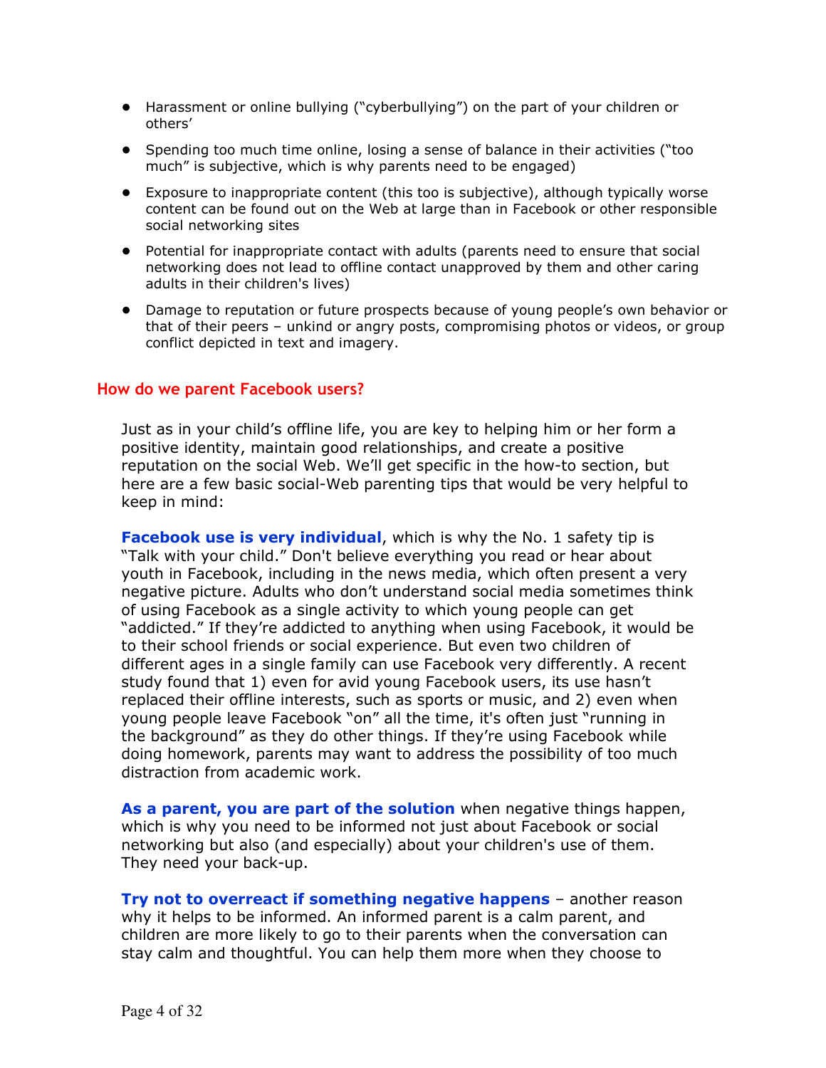- Harassment or online bullying ("cyberbullying") on the part of your children or others'
- Spending too much time online, losing a sense of balance in their activities ("too much" is subjective, which is why parents need to be engaged)
- Exposure to inappropriate content (this too is subjective), although typically worse content can be found out on the Web at large than in Facebook or other responsible social networking sites
- Potential for inappropriate contact with adults (parents need to ensure that social networking does not lead to offline contact unapproved by them and other caring adults in their children's lives)
- Damage to reputation or future prospects because of young people's own behavior or that of their peers – unkind or angry posts, compromising photos or videos, or group conflict depicted in text and imagery.

## How do we parent Facebook users?

Just as in your child's offline life, you are key to helping him or her form a positive identity, maintain good relationships, and create a positive reputation on the social Web. We'll get specific in the how-to section, but here are a few basic social-Web parenting tips that would be very helpful to keep in mind:

**Facebook use is very individual**, which is why the No. 1 safety tip is "Talk with your child." Don't believe everything you read or hear about youth in Facebook, including in the news media, which often present a very negative picture. Adults who don't understand social media sometimes think of using Facebook as a single activity to which young people can get "addicted." If they're addicted to anything when using Facebook, it would be to their school friends or social experience. But even two children of different ages in a single family can use Facebook very differently. A recent study found that 1) even for avid young Facebook users, its use hasn't replaced their offline interests, such as sports or music, and 2) even when young people leave Facebook "on" all the time, it's often just "running in the background" as they do other things. If they're using Facebook while doing homework, parents may want to address the possibility of too much distraction from academic work.

**As a parent, you are part of the solution** when negative things happen, which is why you need to be informed not just about Facebook or social networking but also (and especially) about your children's use of them. They need your back-up.

**Try not to overreact if something negative happens** – another reason why it helps to be informed. An informed parent is a calm parent, and children are more likely to go to their parents when the conversation can stay calm and thoughtful. You can help them more when they choose to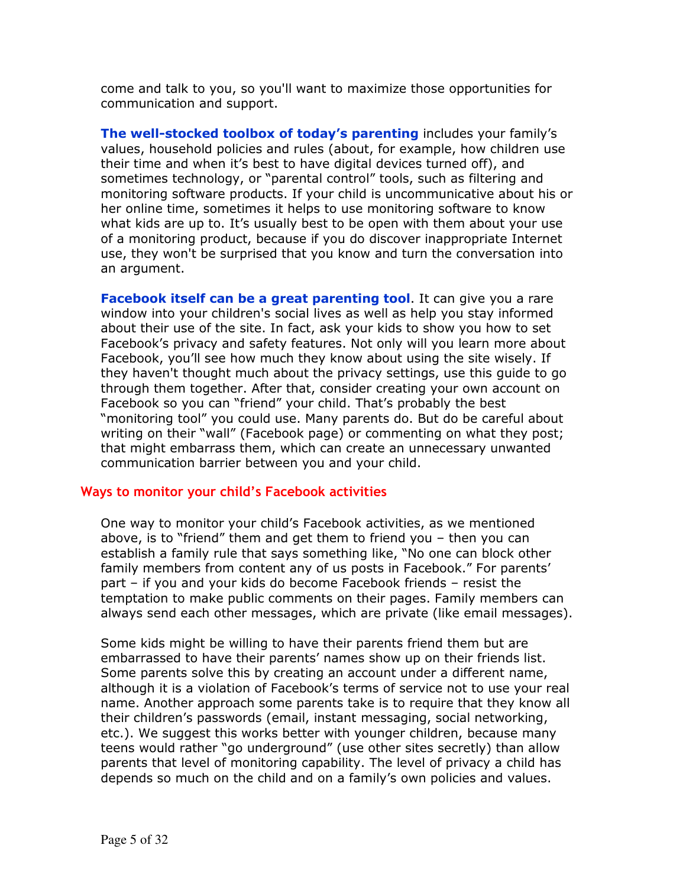come and talk to you, so you'll want to maximize those opportunities for communication and support.

**The well-stocked toolbox of today's parenting** includes your family's values, household policies and rules (about, for example, how children use their time and when it's best to have digital devices turned off), and sometimes technology, or "parental control" tools, such as filtering and monitoring software products. If your child is uncommunicative about his or her online time, sometimes it helps to use monitoring software to know what kids are up to. It's usually best to be open with them about your use of a monitoring product, because if you do discover inappropriate Internet use, they won't be surprised that you know and turn the conversation into an argument.

**Facebook itself can be a great parenting tool**. It can give you a rare window into your children's social lives as well as help you stay informed about their use of the site. In fact, ask your kids to show you how to set Facebook's privacy and safety features. Not only will you learn more about Facebook, you'll see how much they know about using the site wisely. If they haven't thought much about the privacy settings, use this guide to go through them together. After that, consider creating your own account on Facebook so you can "friend" your child. That's probably the best "monitoring tool" you could use. Many parents do. But do be careful about writing on their "wall" (Facebook page) or commenting on what they post; that might embarrass them, which can create an unnecessary unwanted communication barrier between you and your child.

## Ways to monitor your child's Facebook activities

One way to monitor your child's Facebook activities, as we mentioned above, is to "friend" them and get them to friend you – then you can establish a family rule that says something like, "No one can block other family members from content any of us posts in Facebook." For parents' part – if you and your kids do become Facebook friends – resist the temptation to make public comments on their pages. Family members can always send each other messages, which are private (like email messages).

Some kids might be willing to have their parents friend them but are embarrassed to have their parents' names show up on their friends list. Some parents solve this by creating an account under a different name, although it is a violation of Facebook's terms of service not to use your real name. Another approach some parents take is to require that they know all their children's passwords (email, instant messaging, social networking, etc.). We suggest this works better with younger children, because many teens would rather "go underground" (use other sites secretly) than allow parents that level of monitoring capability. The level of privacy a child has depends so much on the child and on a family's own policies and values.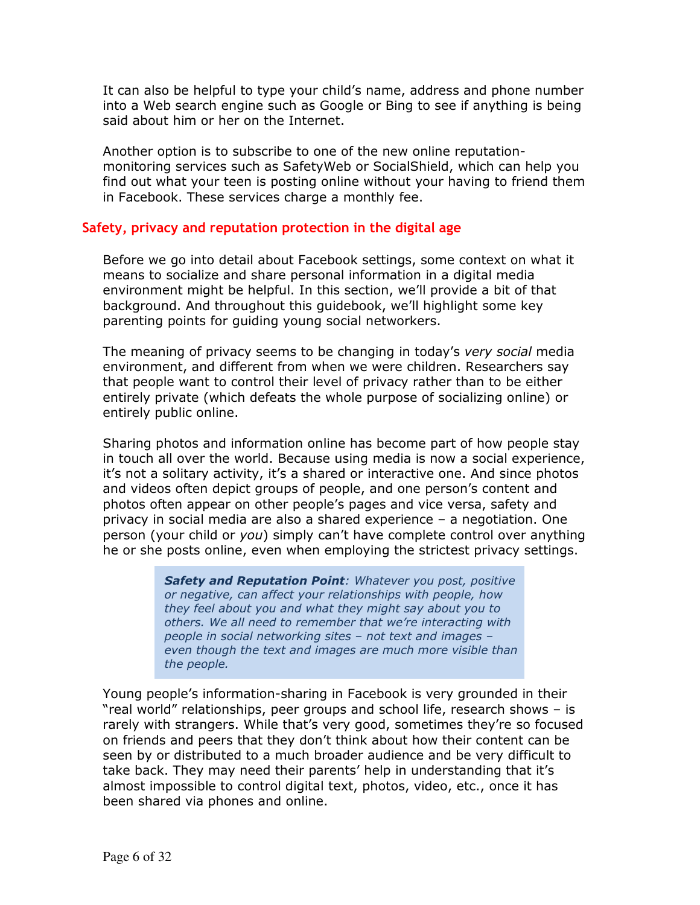It can also be helpful to type your child's name, address and phone number into a Web search engine such as Google or Bing to see if anything is being said about him or her on the Internet.

Another option is to subscribe to one of the new online reputation-monitoring services such as SafetyWeb or SocialShield, which can help you find out what your teen is posting online without your having to friend them in Facebook. These services charge a monthly fee.

## Safety, privacy and reputation protection in the digital age

Before we go into detail about Facebook settings, some context on what it means to socialize and share personal information in a digital media environment might be helpful. In this section, we'll provide a bit of that background. And throughout this guidebook, we'll highlight some key parenting points for guiding young social networkers.

The meaning of privacy seems to be changing in today's *very social* media environment, and different from when we were children. Researchers say that people want to control their level of privacy rather than to be either entirely private (which defeats the whole purpose of socializing online) or entirely public online.

Sharing photos and information online has become part of how people stay in touch all over the world. Because using media is now a social experience, it's not a solitary activity, it's a shared or interactive one. And since photos and videos often depict groups of people, and one person's content and photos often appear on other people's pages and vice versa, safety and privacy in social media are also a shared experience – a negotiation. One person (your child or *you*) simply can't have complete control over anything he or she posts online, even when employing the strictest privacy settings.

> ***Safety and Reputation Point****: Whatever you post, positive or negative, can affect your relationships with people, how they feel about you and what they might say about you to others. We all need to remember that we're interacting with people in social networking sites – not text and images – even though the text and images are much more visible than the people.*

Young people's information-sharing in Facebook is very grounded in their "real world" relationships, peer groups and school life, research shows – is rarely with strangers. While that's very good, sometimes they're so focused on friends and peers that they don't think about how their content can be seen by or distributed to a much broader audience and be very difficult to take back. They may need their parents' help in understanding that it's almost impossible to control digital text, photos, video, etc., once it has been shared via phones and online.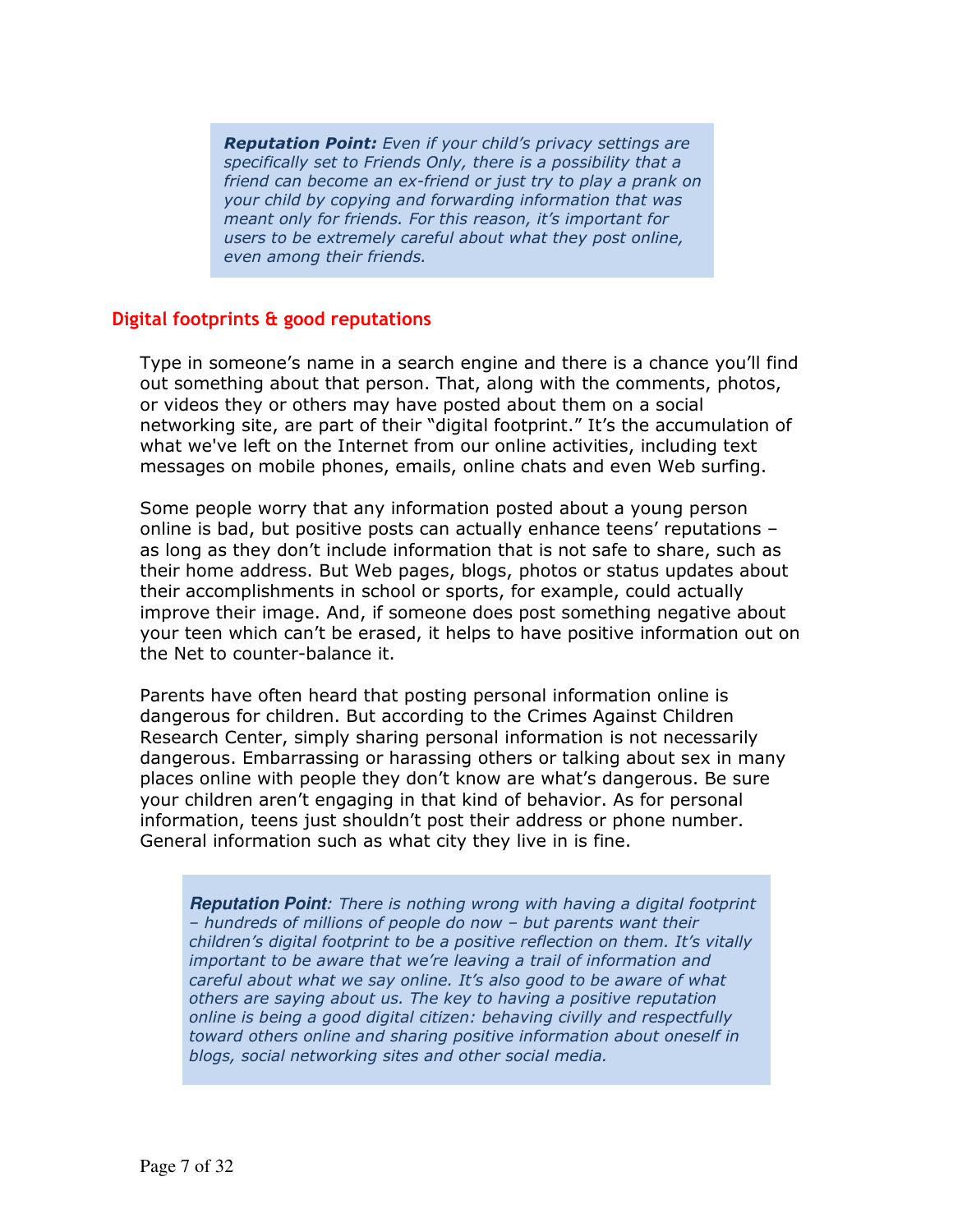> ***Reputation Point:*** *Even if your child's privacy settings are specifically set to Friends Only, there is a possibility that a friend can become an ex-friend or just try to play a prank on your child by copying and forwarding information that was meant only for friends. For this reason, it's important for users to be extremely careful about what they post online, even among their friends.*

## Digital footprints & good reputations

Type in someone's name in a search engine and there is a chance you'll find out something about that person. That, along with the comments, photos, or videos they or others may have posted about them on a social networking site, are part of their "digital footprint." It's the accumulation of what we've left on the Internet from our online activities, including text messages on mobile phones, emails, online chats and even Web surfing.

Some people worry that any information posted about a young person online is bad, but positive posts can actually enhance teens' reputations – as long as they don't include information that is not safe to share, such as their home address. But Web pages, blogs, photos or status updates about their accomplishments in school or sports, for example, could actually improve their image. And, if someone does post something negative about your teen which can't be erased, it helps to have positive information out on the Net to counter-balance it.

Parents have often heard that posting personal information online is dangerous for children. But according to the Crimes Against Children Research Center, simply sharing personal information is not necessarily dangerous. Embarrassing or harassing others or talking about sex in many places online with people they don't know are what's dangerous. Be sure your children aren't engaging in that kind of behavior. As for personal information, teens just shouldn't post their address or phone number. General information such as what city they live in is fine.

> ***Reputation Point****: There is nothing wrong with having a digital footprint – hundreds of millions of people do now – but parents want their children's digital footprint to be a positive reflection on them. It's vitally important to be aware that we're leaving a trail of information and careful about what we say online. It's also good to be aware of what others are saying about us. The key to having a positive reputation online is being a good digital citizen: behaving civilly and respectfully toward others online and sharing positive information about oneself in blogs, social networking sites and other social media.*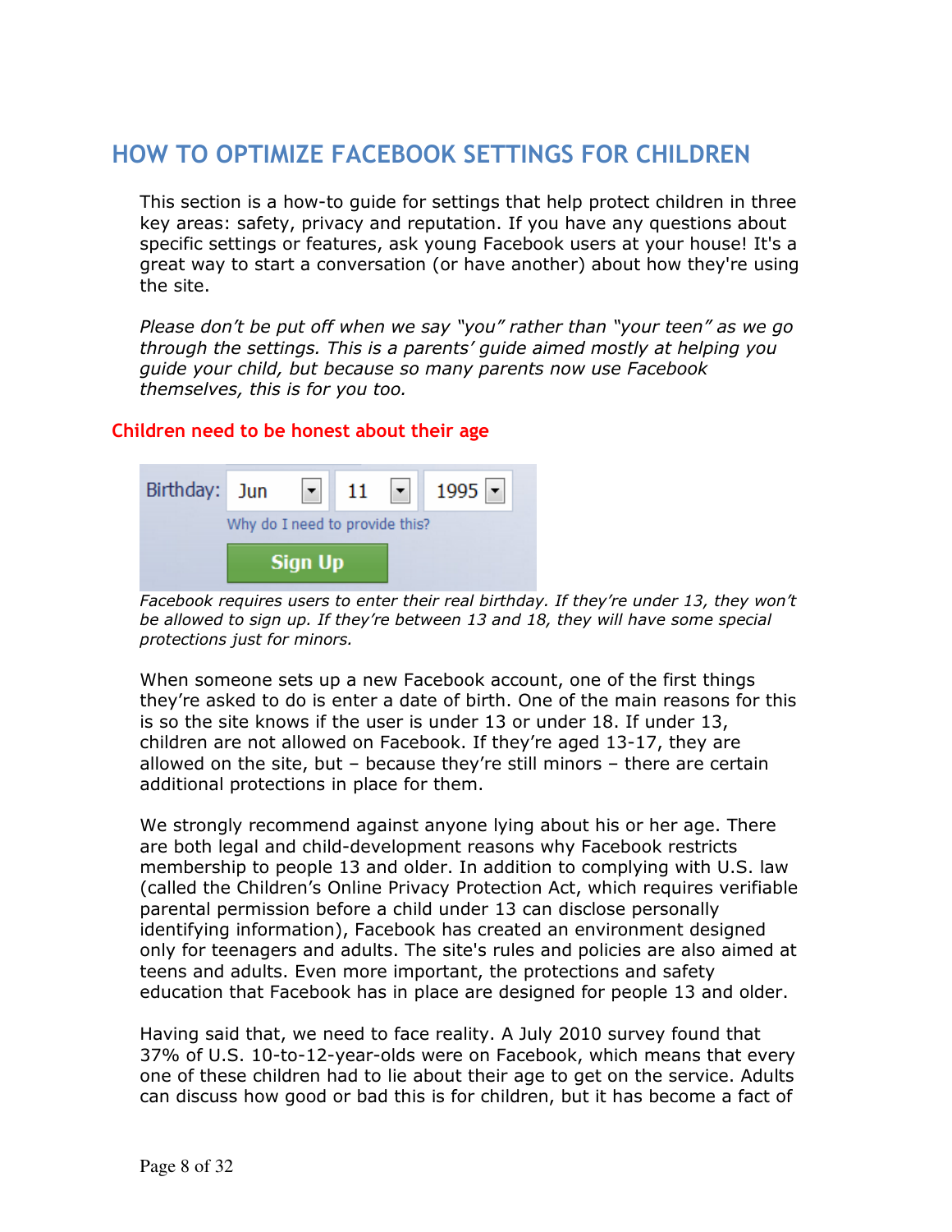# HOW TO OPTIMIZE FACEBOOK SETTINGS FOR CHILDREN

This section is a how-to guide for settings that help protect children in three key areas: safety, privacy and reputation. If you have any questions about specific settings or features, ask young Facebook users at your house! It's a great way to start a conversation (or have another) about how they're using the site.

*Please don't be put off when we say "you" rather than "your teen" as we go through the settings. This is a parents' guide aimed mostly at helping you guide your child, but because so many parents now use Facebook themselves, this is for you too.*

## Children need to be honest about their age

*Facebook requires users to enter their real birthday. If they're under 13, they won't be allowed to sign up. If they're between 13 and 18, they will have some special protections just for minors.*

When someone sets up a new Facebook account, one of the first things they're asked to do is enter a date of birth. One of the main reasons for this is so the site knows if the user is under 13 or under 18. If under 13, children are not allowed on Facebook. If they're aged 13-17, they are allowed on the site, but – because they're still minors – there are certain additional protections in place for them.

We strongly recommend against anyone lying about his or her age. There are both legal and child-development reasons why Facebook restricts membership to people 13 and older. In addition to complying with U.S. law (called the Children's Online Privacy Protection Act, which requires verifiable parental permission before a child under 13 can disclose personally identifying information), Facebook has created an environment designed only for teenagers and adults. The site's rules and policies are also aimed at teens and adults. Even more important, the protections and safety education that Facebook has in place are designed for people 13 and older.

Having said that, we need to face reality. A July 2010 survey found that 37% of U.S. 10-to-12-year-olds were on Facebook, which means that every one of these children had to lie about their age to get on the service. Adults can discuss how good or bad this is for children, but it has become a fact of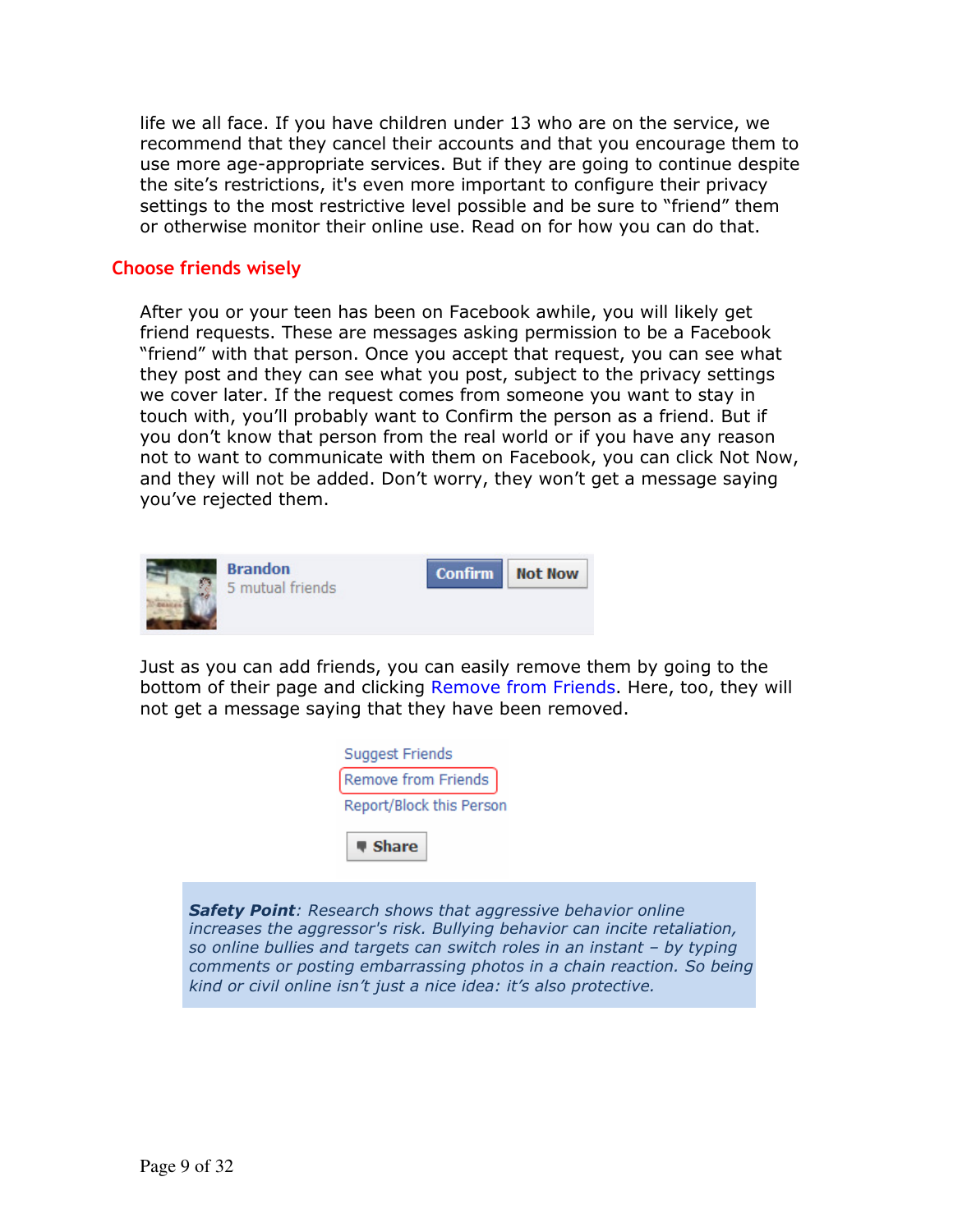life we all face. If you have children under 13 who are on the service, we recommend that they cancel their accounts and that you encourage them to use more age-appropriate services. But if they are going to continue despite the site's restrictions, it's even more important to configure their privacy settings to the most restrictive level possible and be sure to "friend" them or otherwise monitor their online use. Read on for how you can do that.

## Choose friends wisely

After you or your teen has been on Facebook awhile, you will likely get friend requests. These are messages asking permission to be a Facebook "friend" with that person. Once you accept that request, you can see what they post and they can see what you post, subject to the privacy settings we cover later. If the request comes from someone you want to stay in touch with, you'll probably want to Confirm the person as a friend. But if you don't know that person from the real world or if you have any reason not to want to communicate with them on Facebook, you can click Not Now, and they will not be added. Don't worry, they won't get a message saying you've rejected them.

Brandon
5 mutual friends
Confirm | Not Now

Just as you can add friends, you can easily remove them by going to the bottom of their page and clicking Remove from Friends. Here, too, they will not get a message saying that they have been removed.

Suggest Friends
Remove from Friends
Report/Block this Person
Share

> ***Safety Point****: Research shows that aggressive behavior online increases the aggressor's risk. Bullying behavior can incite retaliation, so online bullies and targets can switch roles in an instant – by typing comments or posting embarrassing photos in a chain reaction. So being kind or civil online isn't just a nice idea: it's also protective.*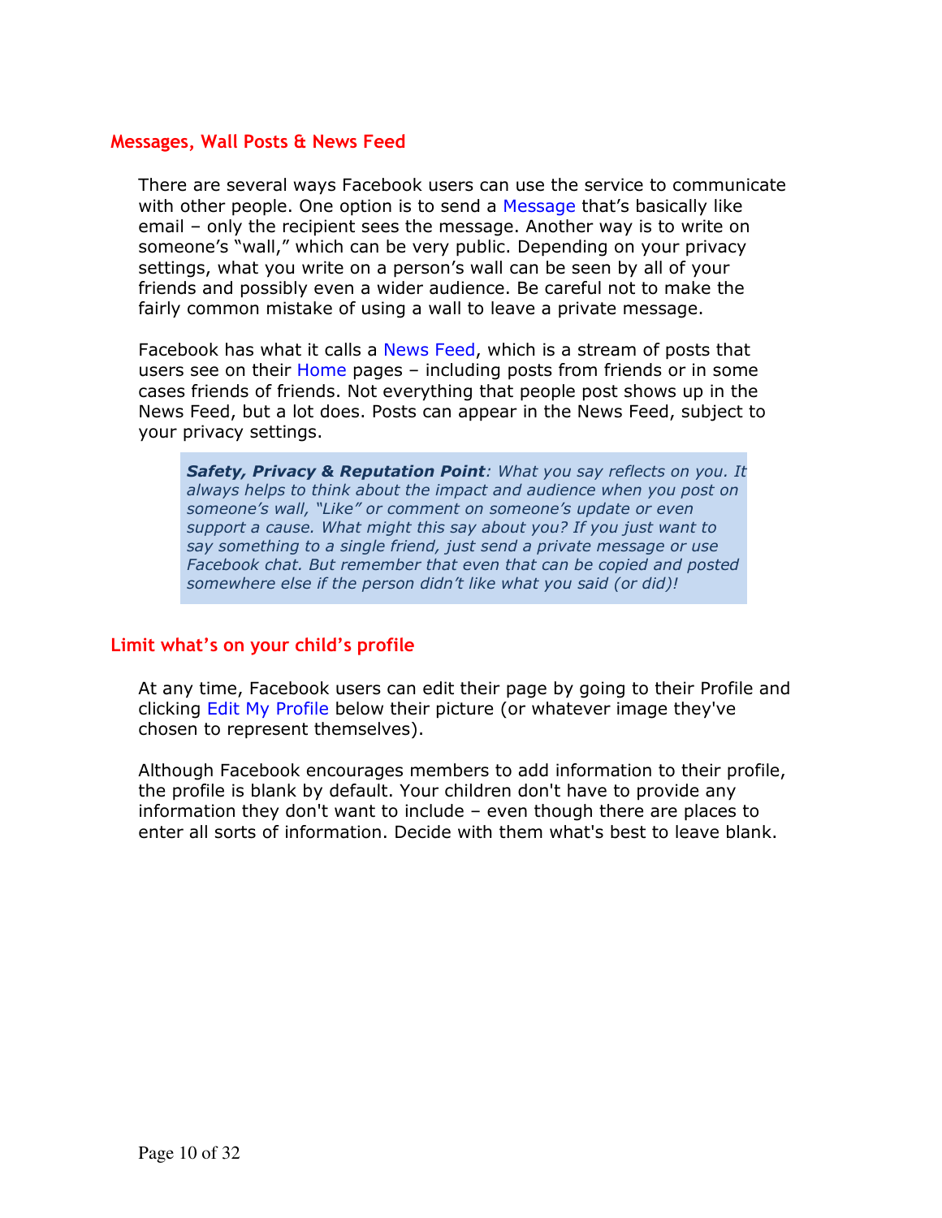## Messages, Wall Posts & News Feed

There are several ways Facebook users can use the service to communicate with other people. One option is to send a Message that's basically like email – only the recipient sees the message. Another way is to write on someone's "wall," which can be very public. Depending on your privacy settings, what you write on a person's wall can be seen by all of your friends and possibly even a wider audience. Be careful not to make the fairly common mistake of using a wall to leave a private message.

Facebook has what it calls a News Feed, which is a stream of posts that users see on their Home pages – including posts from friends or in some cases friends of friends. Not everything that people post shows up in the News Feed, but a lot does. Posts can appear in the News Feed, subject to your privacy settings.

> ***Safety, Privacy & Reputation Point****: What you say reflects on you. It always helps to think about the impact and audience when you post on someone's wall, "Like" or comment on someone's update or even support a cause. What might this say about you? If you just want to say something to a single friend, just send a private message or use Facebook chat. But remember that even that can be copied and posted somewhere else if the person didn't like what you said (or did)!*

## Limit what's on your child's profile

At any time, Facebook users can edit their page by going to their Profile and clicking Edit My Profile below their picture (or whatever image they've chosen to represent themselves).

Although Facebook encourages members to add information to their profile, the profile is blank by default. Your children don't have to provide any information they don't want to include – even though there are places to enter all sorts of information. Decide with them what's best to leave blank.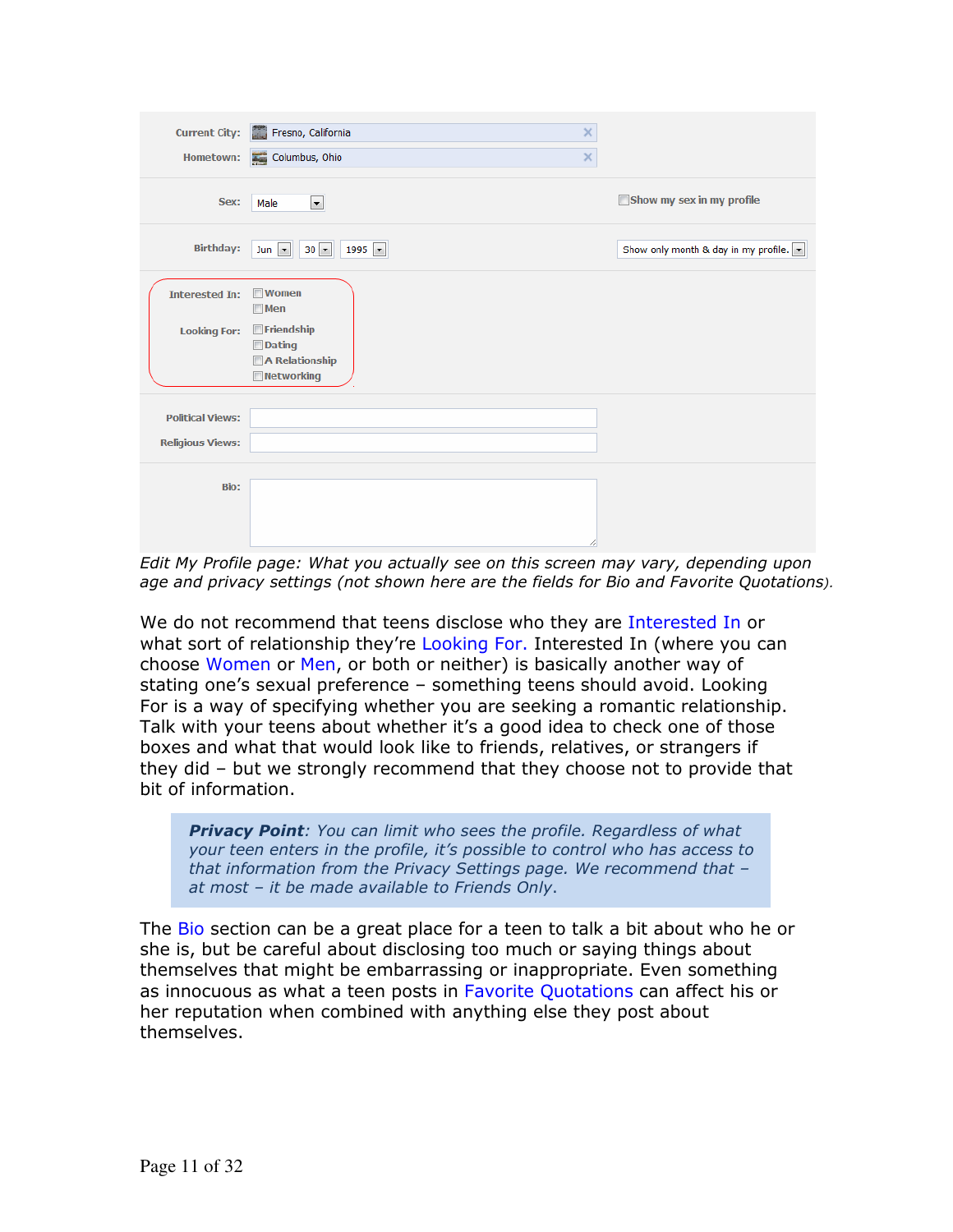*Edit My Profile page: What you actually see on this screen may vary, depending upon age and privacy settings (not shown here are the fields for Bio and Favorite Quotations).*

We do not recommend that teens disclose who they are Interested In or what sort of relationship they're Looking For. Interested In (where you can choose Women or Men, or both or neither) is basically another way of stating one's sexual preference – something teens should avoid. Looking For is a way of specifying whether you are seeking a romantic relationship. Talk with your teens about whether it's a good idea to check one of those boxes and what that would look like to friends, relatives, or strangers if they did – but we strongly recommend that they choose not to provide that bit of information.

> ***Privacy Point**: You can limit who sees the profile. Regardless of what your teen enters in the profile, it's possible to control who has access to that information from the Privacy Settings page. We recommend that – at most – it be made available to Friends Only.*

The Bio section can be a great place for a teen to talk a bit about who he or she is, but be careful about disclosing too much or saying things about themselves that might be embarrassing or inappropriate. Even something as innocuous as what a teen posts in Favorite Quotations can affect his or her reputation when combined with anything else they post about themselves.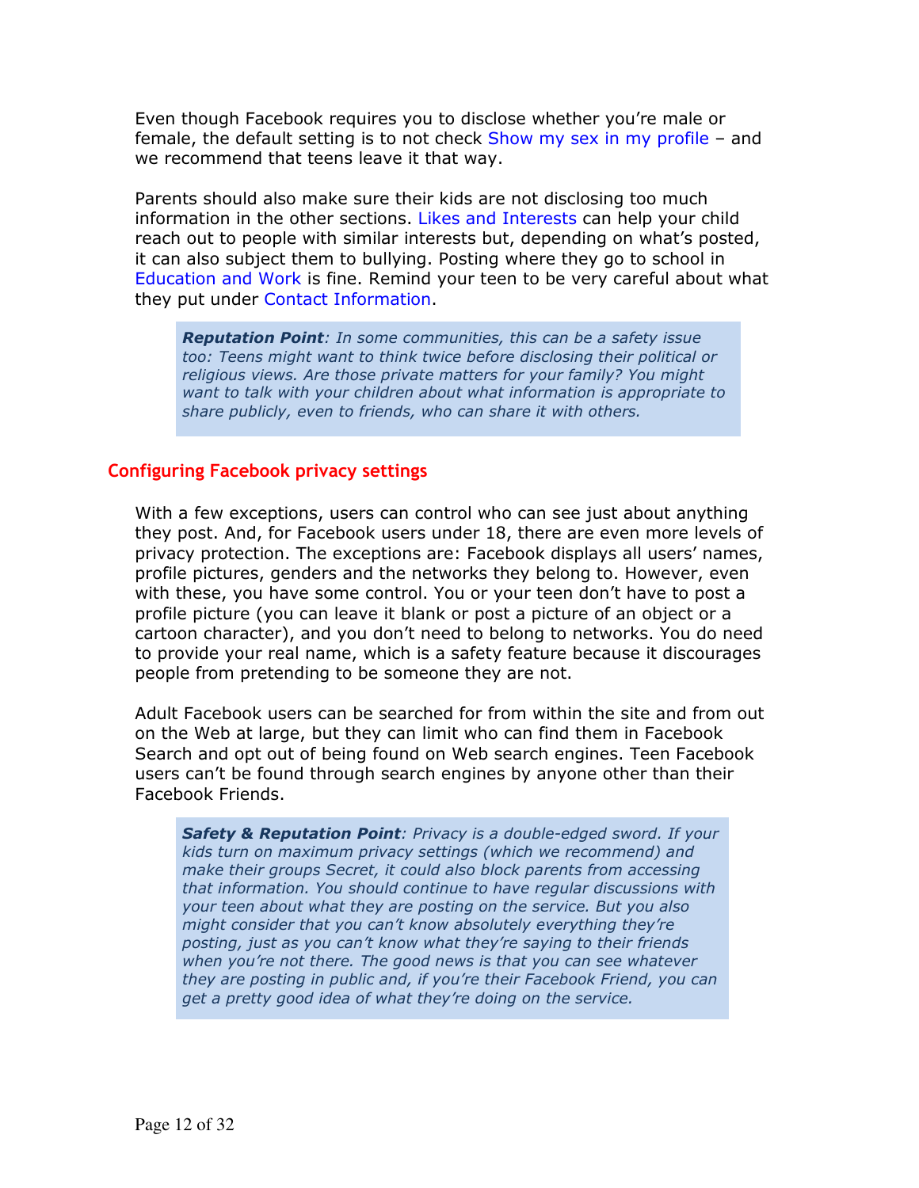Even though Facebook requires you to disclose whether you're male or female, the default setting is to not check Show my sex in my profile – and we recommend that teens leave it that way.

Parents should also make sure their kids are not disclosing too much information in the other sections. Likes and Interests can help your child reach out to people with similar interests but, depending on what's posted, it can also subject them to bullying. Posting where they go to school in Education and Work is fine. Remind your teen to be very careful about what they put under Contact Information.

> ***Reputation Point****: In some communities, this can be a safety issue too: Teens might want to think twice before disclosing their political or religious views. Are those private matters for your family? You might want to talk with your children about what information is appropriate to share publicly, even to friends, who can share it with others.*

## Configuring Facebook privacy settings

With a few exceptions, users can control who can see just about anything they post. And, for Facebook users under 18, there are even more levels of privacy protection. The exceptions are: Facebook displays all users' names, profile pictures, genders and the networks they belong to. However, even with these, you have some control. You or your teen don't have to post a profile picture (you can leave it blank or post a picture of an object or a cartoon character), and you don't need to belong to networks. You do need to provide your real name, which is a safety feature because it discourages people from pretending to be someone they are not.

Adult Facebook users can be searched for from within the site and from out on the Web at large, but they can limit who can find them in Facebook Search and opt out of being found on Web search engines. Teen Facebook users can't be found through search engines by anyone other than their Facebook Friends.

> ***Safety & Reputation Point****: Privacy is a double-edged sword. If your kids turn on maximum privacy settings (which we recommend) and make their groups Secret, it could also block parents from accessing that information. You should continue to have regular discussions with your teen about what they are posting on the service. But you also might consider that you can't know absolutely everything they're posting, just as you can't know what they're saying to their friends when you're not there. The good news is that you can see whatever they are posting in public and, if you're their Facebook Friend, you can get a pretty good idea of what they're doing on the service.*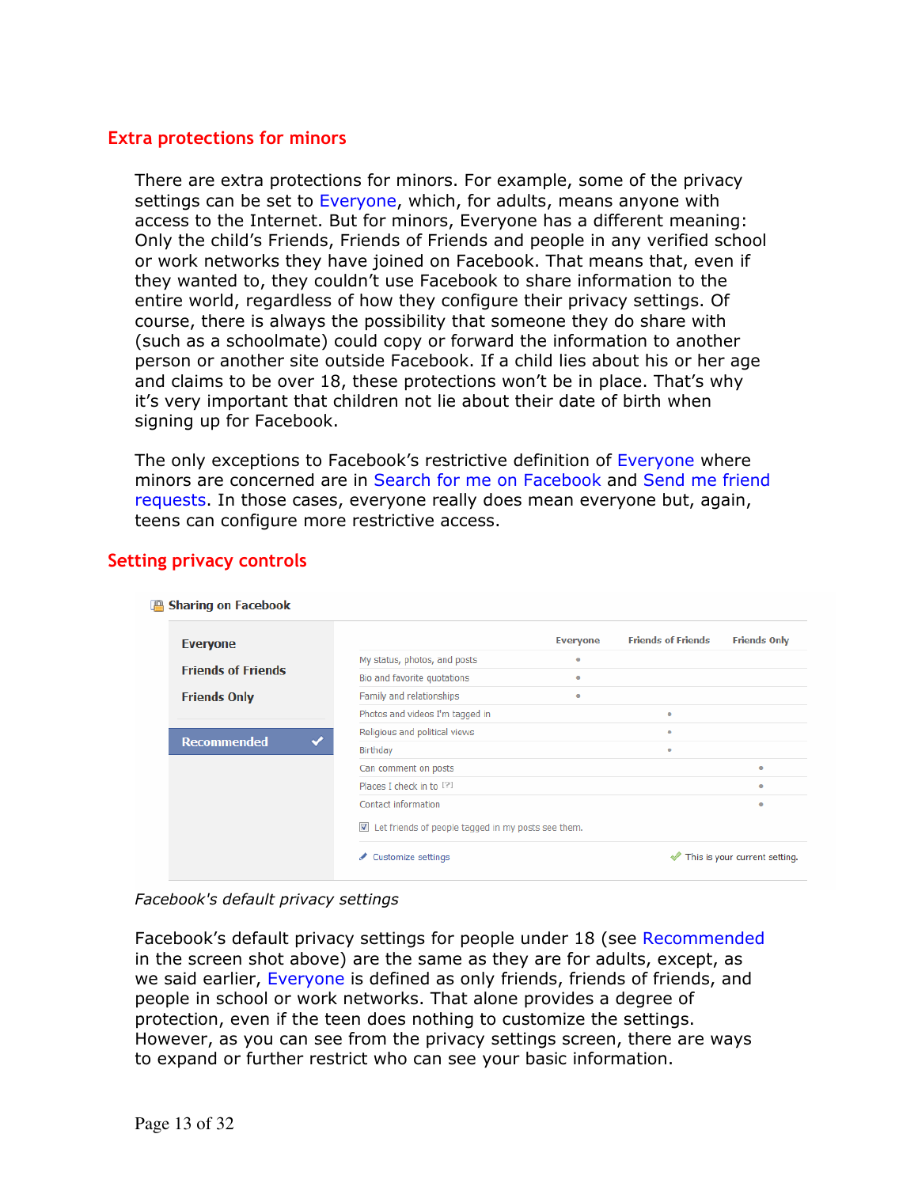## Extra protections for minors

There are extra protections for minors. For example, some of the privacy settings can be set to Everyone, which, for adults, means anyone with access to the Internet. But for minors, Everyone has a different meaning: Only the child's Friends, Friends of Friends and people in any verified school or work networks they have joined on Facebook. That means that, even if they wanted to, they couldn't use Facebook to share information to the entire world, regardless of how they configure their privacy settings. Of course, there is always the possibility that someone they do share with (such as a schoolmate) could copy or forward the information to another person or another site outside Facebook. If a child lies about his or her age and claims to be over 18, these protections won't be in place. That's why it's very important that children not lie about their date of birth when signing up for Facebook.

The only exceptions to Facebook's restrictive definition of Everyone where minors are concerned are in Search for me on Facebook and Send me friend requests. In those cases, everyone really does mean everyone but, again, teens can configure more restrictive access.

## Setting privacy controls

Sharing on Facebook

| | Everyone | Friends of Friends | Friends Only |
|---|---|---|---|
| My status, photos, and posts | • | | |
| Bio and favorite quotations | • | | |
| Family and relationships | • | | |
| Photos and videos I'm tagged in | | • | |
| Religious and political views | | • | |
| Birthday | | • | |
| Can comment on posts | | | • |
| Places I check in to | | | • |
| Contact information | | | • |

Everyone / Friends of Friends / Friends Only / Recommended ✓

☑ Let friends of people tagged in my posts see them.

Customize settings — ✓ This is your current setting.

*Facebook's default privacy settings*

Facebook's default privacy settings for people under 18 (see Recommended in the screen shot above) are the same as they are for adults, except, as we said earlier, Everyone is defined as only friends, friends of friends, and people in school or work networks. That alone provides a degree of protection, even if the teen does nothing to customize the settings. However, as you can see from the privacy settings screen, there are ways to expand or further restrict who can see your basic information.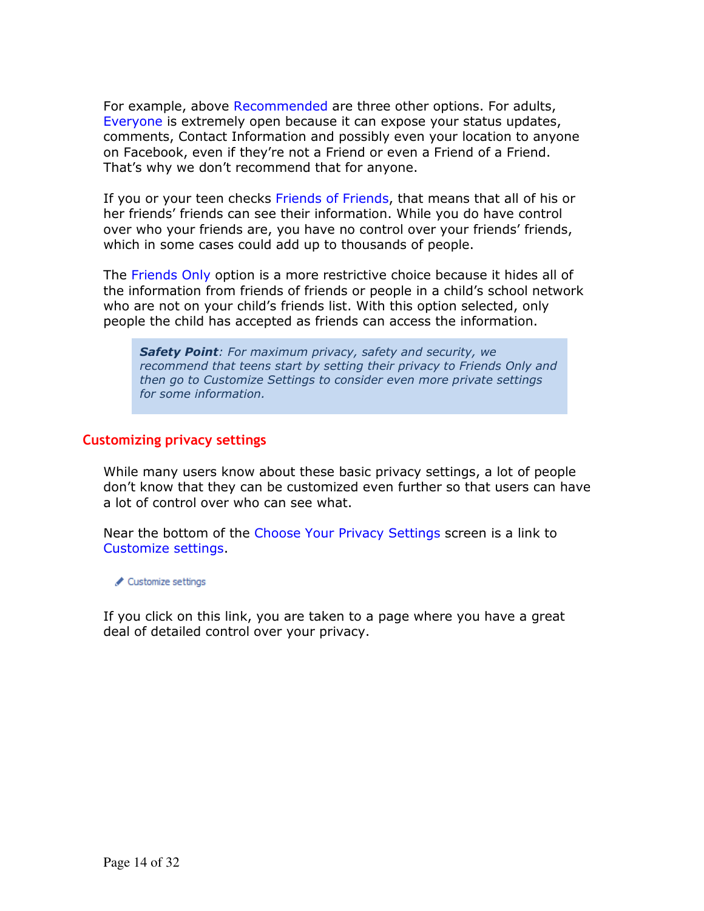For example, above Recommended are three other options. For adults, Everyone is extremely open because it can expose your status updates, comments, Contact Information and possibly even your location to anyone on Facebook, even if they're not a Friend or even a Friend of a Friend. That's why we don't recommend that for anyone.

If you or your teen checks Friends of Friends, that means that all of his or her friends' friends can see their information. While you do have control over who your friends are, you have no control over your friends' friends, which in some cases could add up to thousands of people.

The Friends Only option is a more restrictive choice because it hides all of the information from friends of friends or people in a child's school network who are not on your child's friends list. With this option selected, only people the child has accepted as friends can access the information.

> ***Safety Point**: For maximum privacy, safety and security, we recommend that teens start by setting their privacy to Friends Only and then go to Customize Settings to consider even more private settings for some information.*

## Customizing privacy settings

While many users know about these basic privacy settings, a lot of people don't know that they can be customized even further so that users can have a lot of control over who can see what.

Near the bottom of the Choose Your Privacy Settings screen is a link to Customize settings.

Customize settings

If you click on this link, you are taken to a page where you have a great deal of detailed control over your privacy.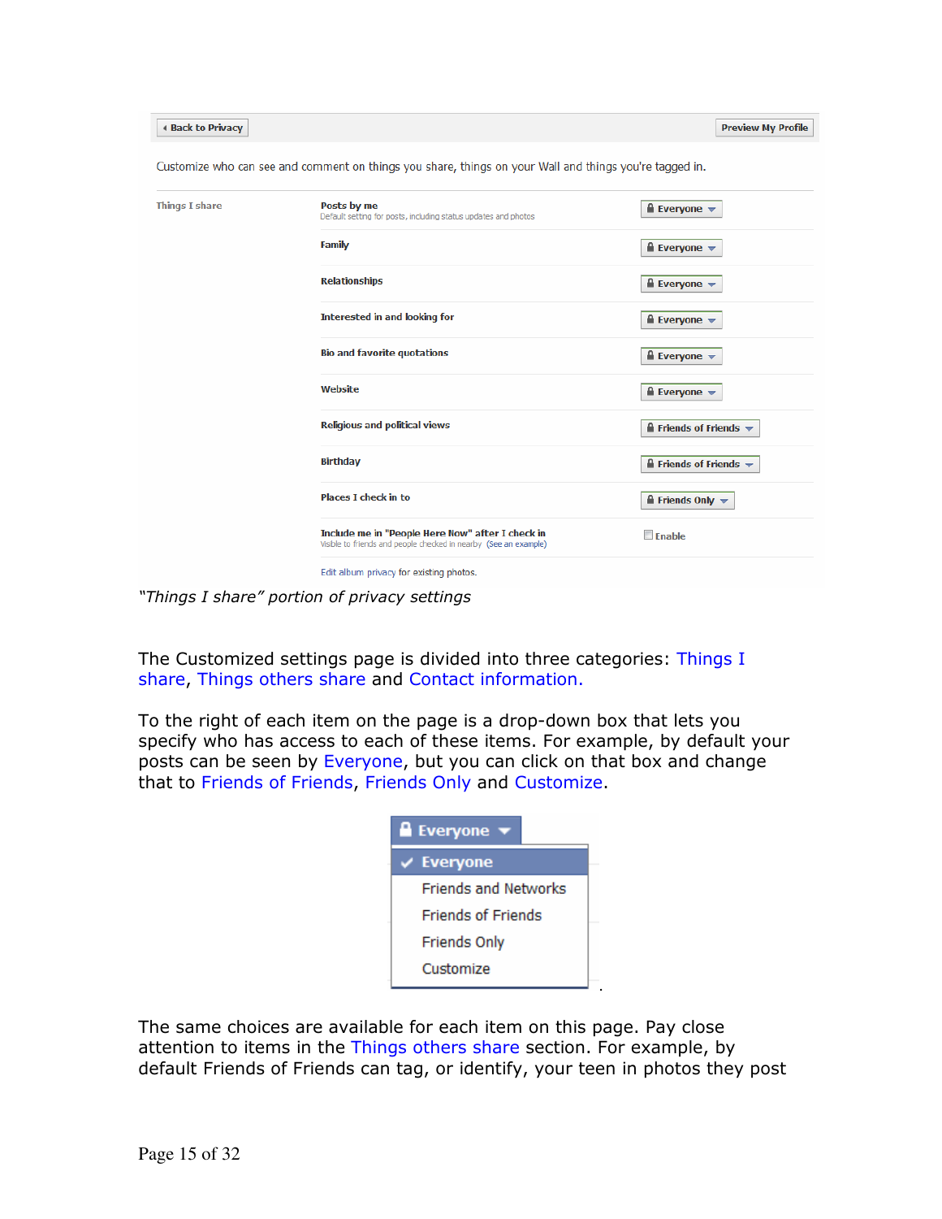| | | |
|---|---|---|
| **Back to Privacy** | | **Preview My Profile** |

Customize who can see and comment on things you share, things on your Wall and things you're tagged in.

| | | |
|---|---|---|
| **Things I share** | **Posts by me**<br>Default setting for posts, including status updates and photos | Everyone |
| | **Family** | Everyone |
| | **Relationships** | Everyone |
| | **Interested in and looking for** | Everyone |
| | **Bio and favorite quotations** | Everyone |
| | **Website** | Everyone |
| | **Religious and political views** | Friends of Friends |
| | **Birthday** | Friends of Friends |
| | **Places I check in to** | Friends Only |
| | **Include me in "People Here Now" after I check in**<br>Visible to friends and people checked in nearby (See an example) | Enable |

Edit album privacy for existing photos.

*"Things I share" portion of privacy settings*

The Customized settings page is divided into three categories: Things I share, Things others share and Contact information.

To the right of each item on the page is a drop-down box that lets you specify who has access to each of these items. For example, by default your posts can be seen by Everyone, but you can click on that box and change that to Friends of Friends, Friends Only and Customize.

- Everyone
  - ✓ Everyone
  - Friends and Networks
  - Friends of Friends
  - Friends Only
  - Customize

The same choices are available for each item on this page. Pay close attention to items in the Things others share section. For example, by default Friends of Friends can tag, or identify, your teen in photos they post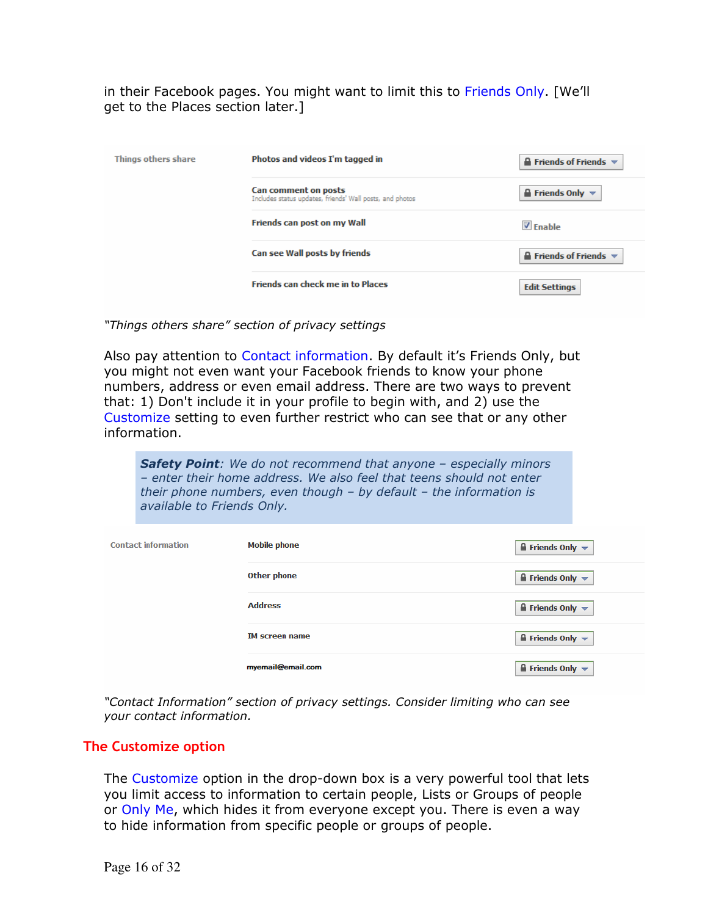in their Facebook pages. You might want to limit this to Friends Only. [We'll get to the Places section later.]

| Things others share | | |
|---|---|---|
| | Photos and videos I'm tagged in | Friends of Friends |
| | Can comment on posts<br>Includes status updates, friends' Wall posts, and photos | Friends Only |
| | Friends can post on my Wall | ☑ Enable |
| | Can see Wall posts by friends | Friends of Friends |
| | Friends can check me in to Places | Edit Settings |

*"Things others share" section of privacy settings*

Also pay attention to Contact information. By default it's Friends Only, but you might not even want your Facebook friends to know your phone numbers, address or even email address. There are two ways to prevent that: 1) Don't include it in your profile to begin with, and 2) use the Customize setting to even further restrict who can see that or any other information.

> ***Safety Point****: We do not recommend that anyone – especially minors – enter their home address. We also feel that teens should not enter their phone numbers, even though – by default – the information is available to Friends Only.*

| Contact information | | |
|---|---|---|
| | Mobile phone | Friends Only |
| | Other phone | Friends Only |
| | Address | Friends Only |
| | IM screen name | Friends Only |
| | myemail@email.com | Friends Only |

*"Contact Information" section of privacy settings. Consider limiting who can see your contact information.*

## The Customize option

The Customize option in the drop-down box is a very powerful tool that lets you limit access to information to certain people, Lists or Groups of people or Only Me, which hides it from everyone except you. There is even a way to hide information from specific people or groups of people.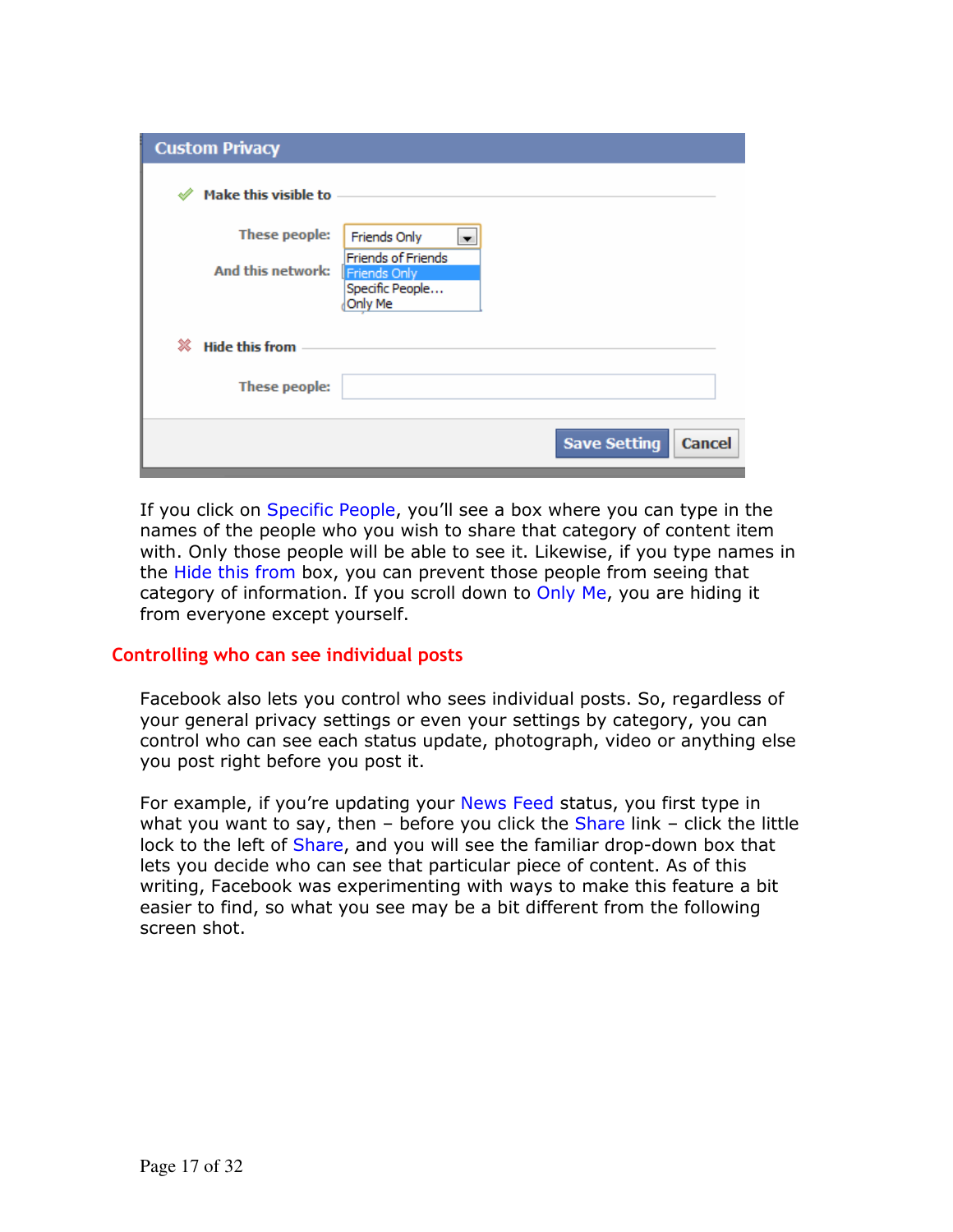If you click on Specific People, you'll see a box where you can type in the names of the people who you wish to share that category of content item with. Only those people will be able to see it. Likewise, if you type names in the Hide this from box, you can prevent those people from seeing that category of information. If you scroll down to Only Me, you are hiding it from everyone except yourself.

## Controlling who can see individual posts

Facebook also lets you control who sees individual posts. So, regardless of your general privacy settings or even your settings by category, you can control who can see each status update, photograph, video or anything else you post right before you post it.

For example, if you're updating your News Feed status, you first type in what you want to say, then – before you click the Share link – click the little lock to the left of Share, and you will see the familiar drop-down box that lets you decide who can see that particular piece of content. As of this writing, Facebook was experimenting with ways to make this feature a bit easier to find, so what you see may be a bit different from the following screen shot.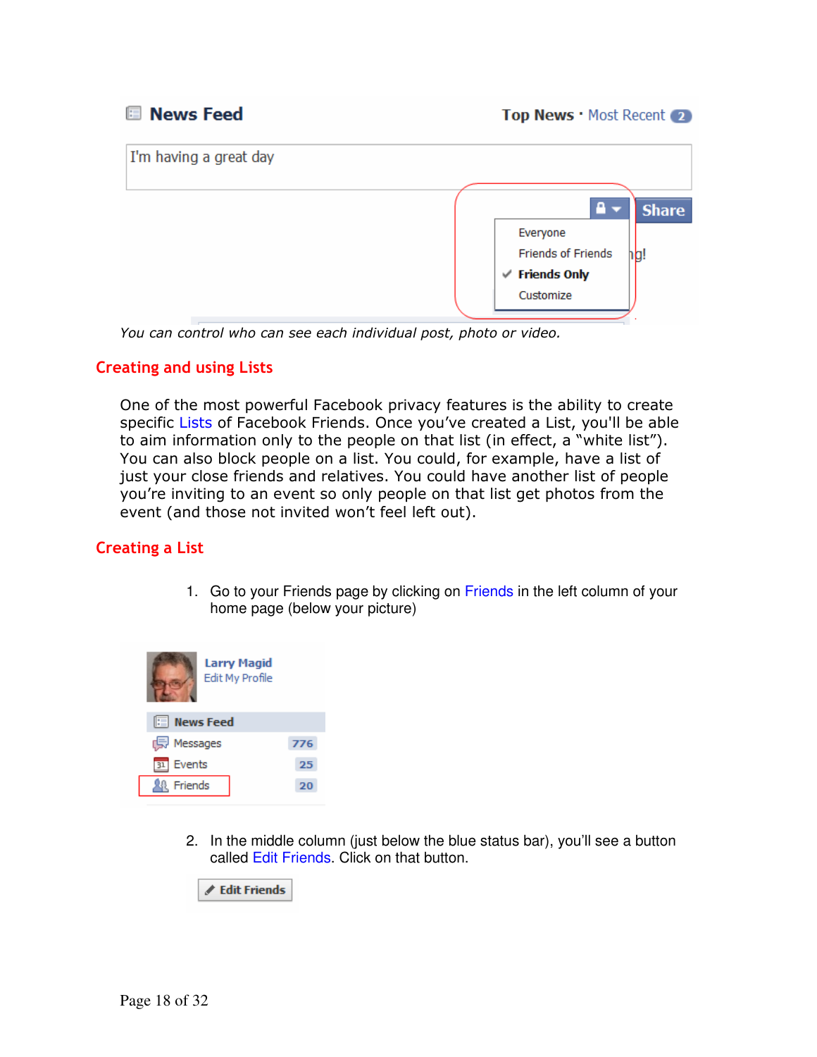*You can control who can see each individual post, photo or video.*

## Creating and using Lists

One of the most powerful Facebook privacy features is the ability to create specific Lists of Facebook Friends. Once you've created a List, you'll be able to aim information only to the people on that list (in effect, a "white list"). You can also block people on a list. You could, for example, have a list of just your close friends and relatives. You could have another list of people you're inviting to an event so only people on that list get photos from the event (and those not invited won't feel left out).

## Creating a List

1. Go to your Friends page by clicking on Friends in the left column of your home page (below your picture)

2. In the middle column (just below the blue status bar), you'll see a button called Edit Friends. Click on that button.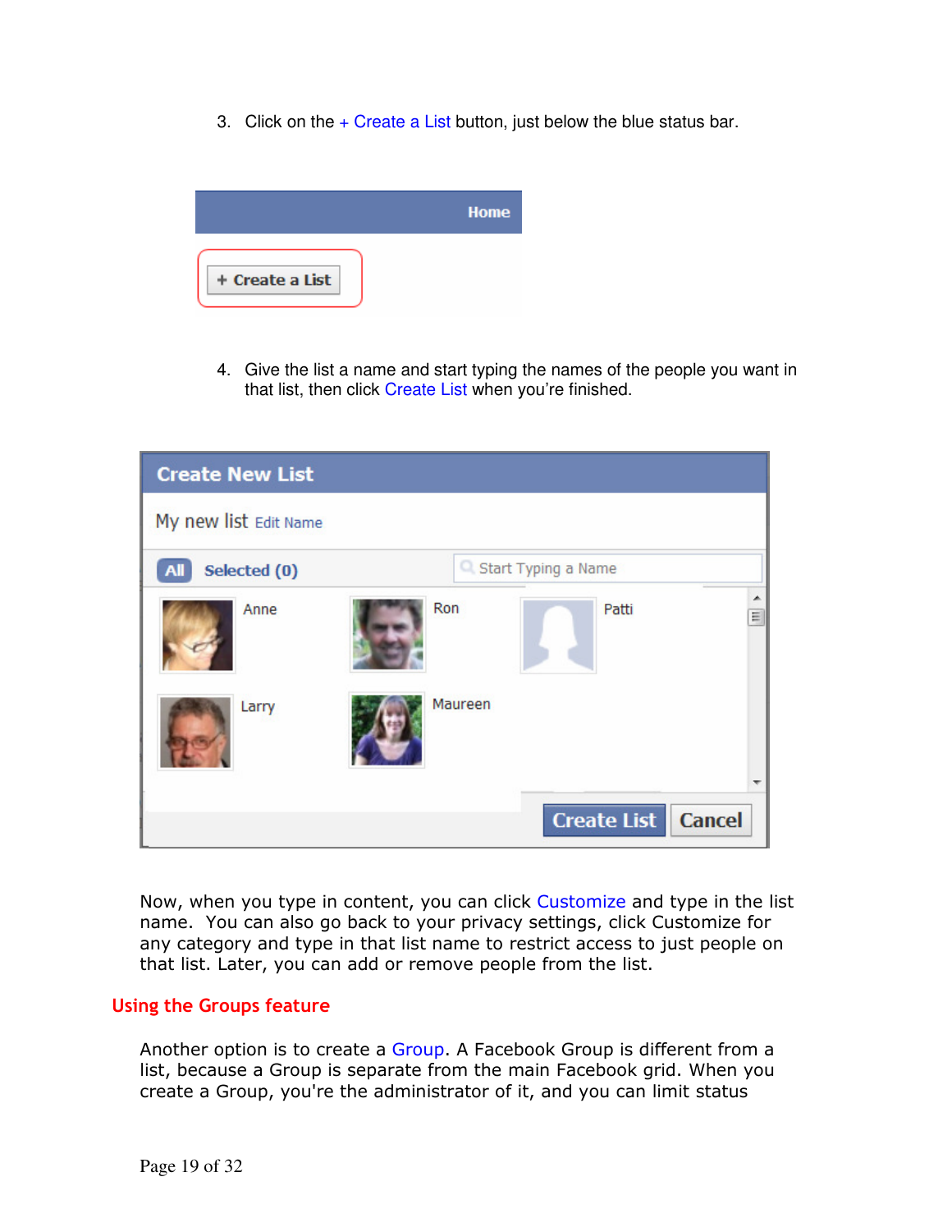3. Click on the + Create a List button, just below the blue status bar.

4. Give the list a name and start typing the names of the people you want in that list, then click Create List when you're finished.

Now, when you type in content, you can click Customize and type in the list name. You can also go back to your privacy settings, click Customize for any category and type in that list name to restrict access to just people on that list. Later, you can add or remove people from the list.

## Using the Groups feature

Another option is to create a Group. A Facebook Group is different from a list, because a Group is separate from the main Facebook grid. When you create a Group, you're the administrator of it, and you can limit status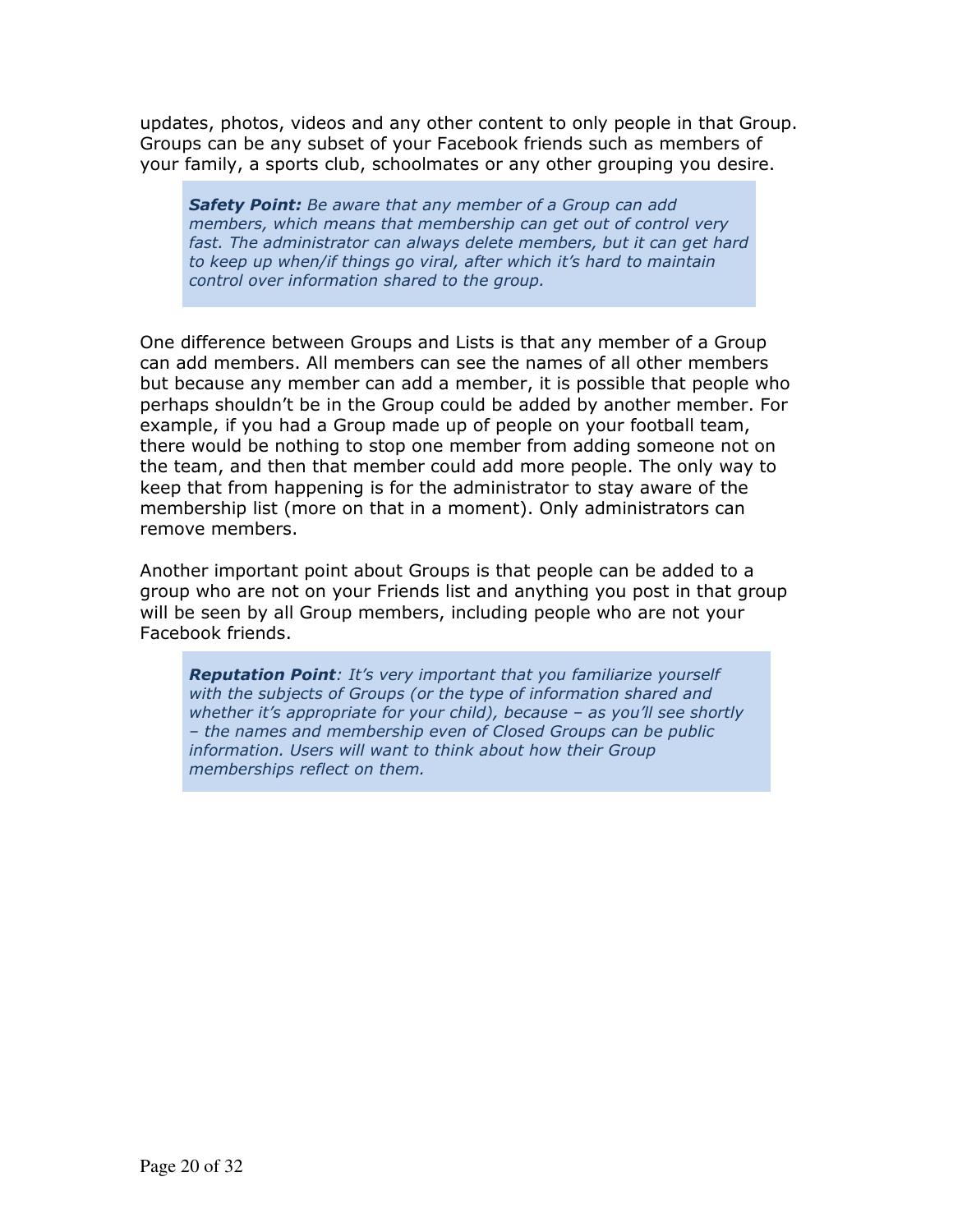updates, photos, videos and any other content to only people in that Group. Groups can be any subset of your Facebook friends such as members of your family, a sports club, schoolmates or any other grouping you desire.

> ***Safety Point:*** *Be aware that any member of a Group can add members, which means that membership can get out of control very fast. The administrator can always delete members, but it can get hard to keep up when/if things go viral, after which it's hard to maintain control over information shared to the group.*

One difference between Groups and Lists is that any member of a Group can add members. All members can see the names of all other members but because any member can add a member, it is possible that people who perhaps shouldn't be in the Group could be added by another member. For example, if you had a Group made up of people on your football team, there would be nothing to stop one member from adding someone not on the team, and then that member could add more people. The only way to keep that from happening is for the administrator to stay aware of the membership list (more on that in a moment). Only administrators can remove members.

Another important point about Groups is that people can be added to a group who are not on your Friends list and anything you post in that group will be seen by all Group members, including people who are not your Facebook friends.

> ***Reputation Point****: It's very important that you familiarize yourself with the subjects of Groups (or the type of information shared and whether it's appropriate for your child), because – as you'll see shortly – the names and membership even of Closed Groups can be public information. Users will want to think about how their Group memberships reflect on them.*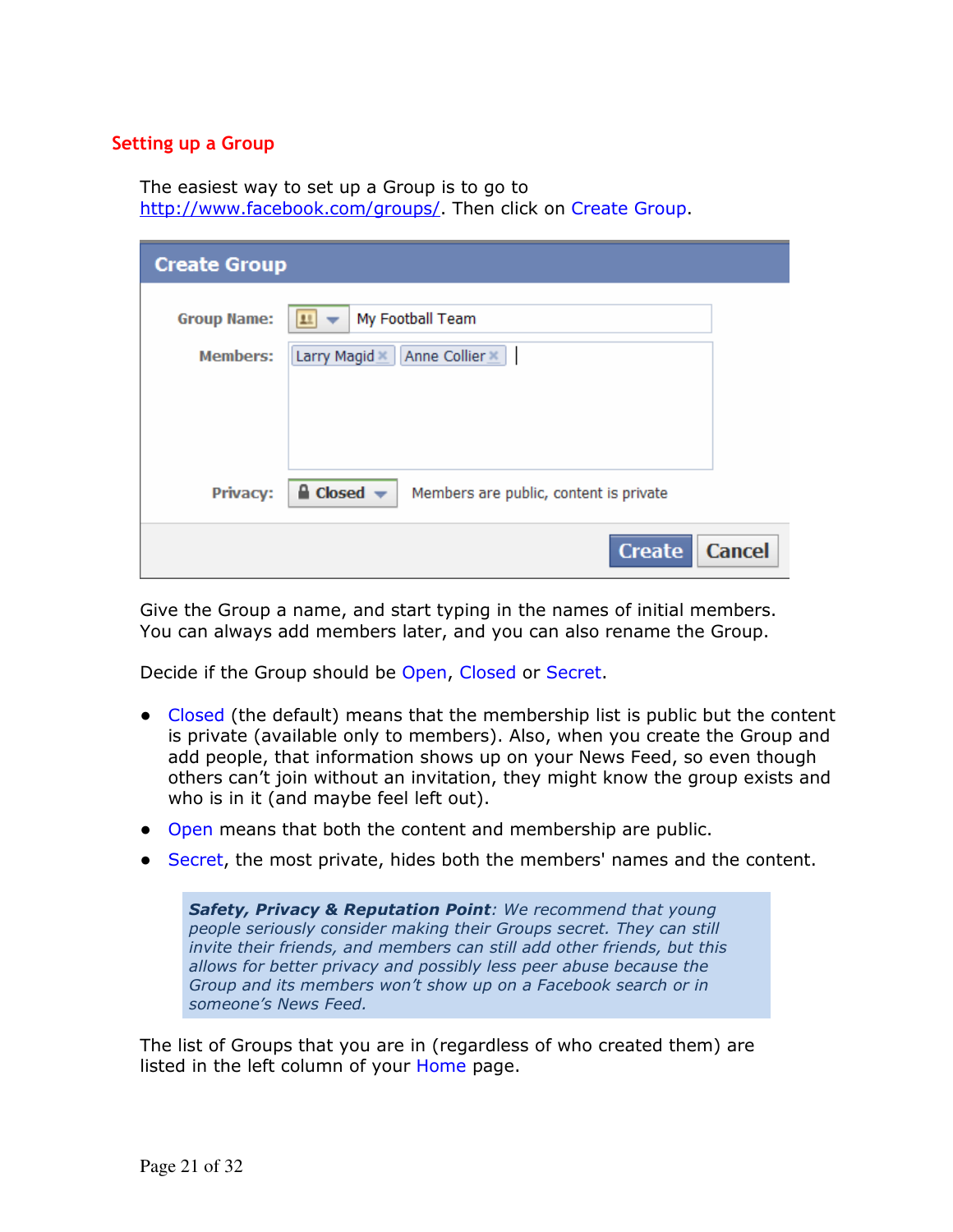## Setting up a Group

The easiest way to set up a Group is to go to http://www.facebook.com/groups/. Then click on Create Group.

Give the Group a name, and start typing in the names of initial members. You can always add members later, and you can also rename the Group.

Decide if the Group should be Open, Closed or Secret.

- Closed (the default) means that the membership list is public but the content is private (available only to members). Also, when you create the Group and add people, that information shows up on your News Feed, so even though others can't join without an invitation, they might know the group exists and who is in it (and maybe feel left out).
- Open means that both the content and membership are public.
- Secret, the most private, hides both the members' names and the content.

> ***Safety, Privacy & Reputation Point****: We recommend that young people seriously consider making their Groups secret. They can still invite their friends, and members can still add other friends, but this allows for better privacy and possibly less peer abuse because the Group and its members won't show up on a Facebook search or in someone's News Feed.*

The list of Groups that you are in (regardless of who created them) are listed in the left column of your Home page.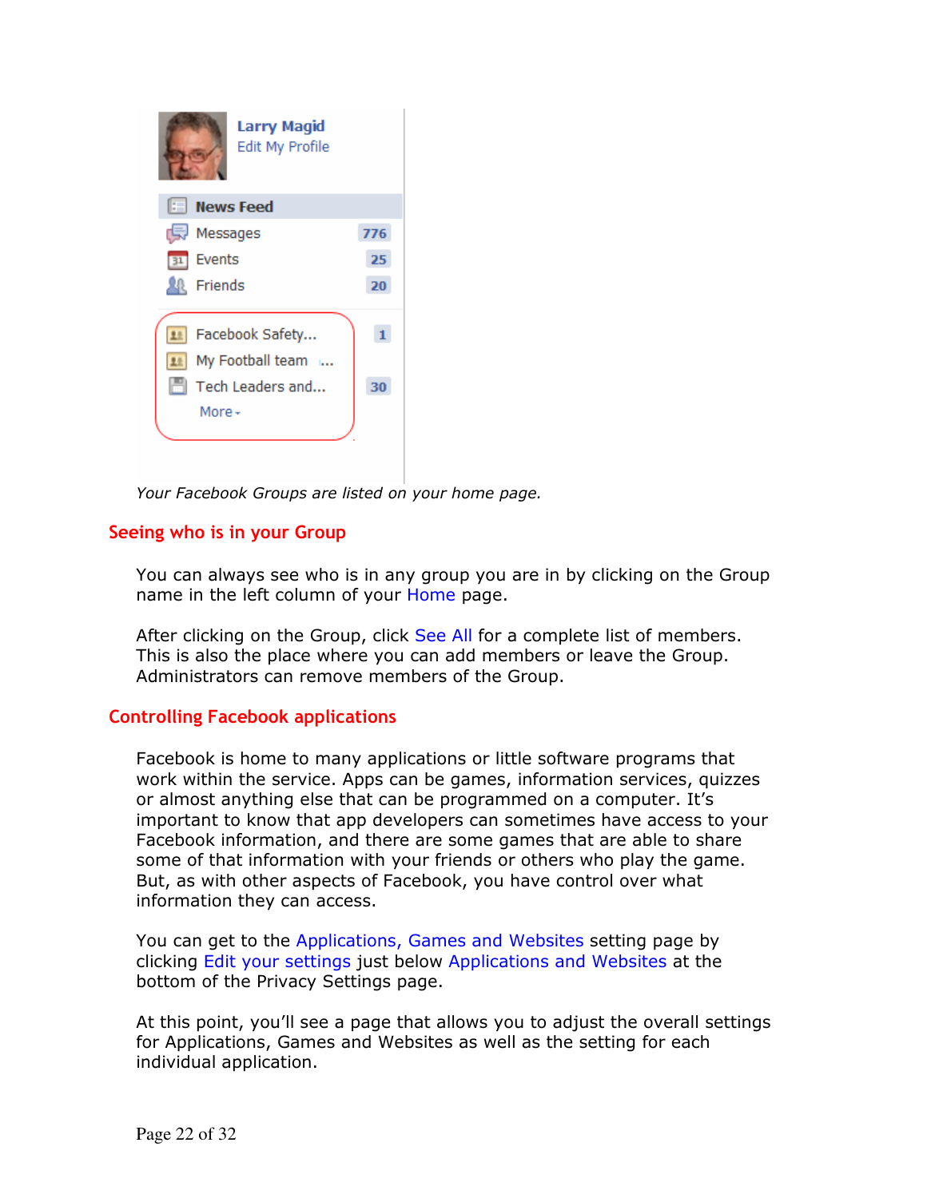*Your Facebook Groups are listed on your home page.*

## Seeing who is in your Group

You can always see who is in any group you are in by clicking on the Group name in the left column of your Home page.

After clicking on the Group, click See All for a complete list of members. This is also the place where you can add members or leave the Group. Administrators can remove members of the Group.

## Controlling Facebook applications

Facebook is home to many applications or little software programs that work within the service. Apps can be games, information services, quizzes or almost anything else that can be programmed on a computer. It's important to know that app developers can sometimes have access to your Facebook information, and there are some games that are able to share some of that information with your friends or others who play the game. But, as with other aspects of Facebook, you have control over what information they can access.

You can get to the Applications, Games and Websites setting page by clicking Edit your settings just below Applications and Websites at the bottom of the Privacy Settings page.

At this point, you'll see a page that allows you to adjust the overall settings for Applications, Games and Websites as well as the setting for each individual application.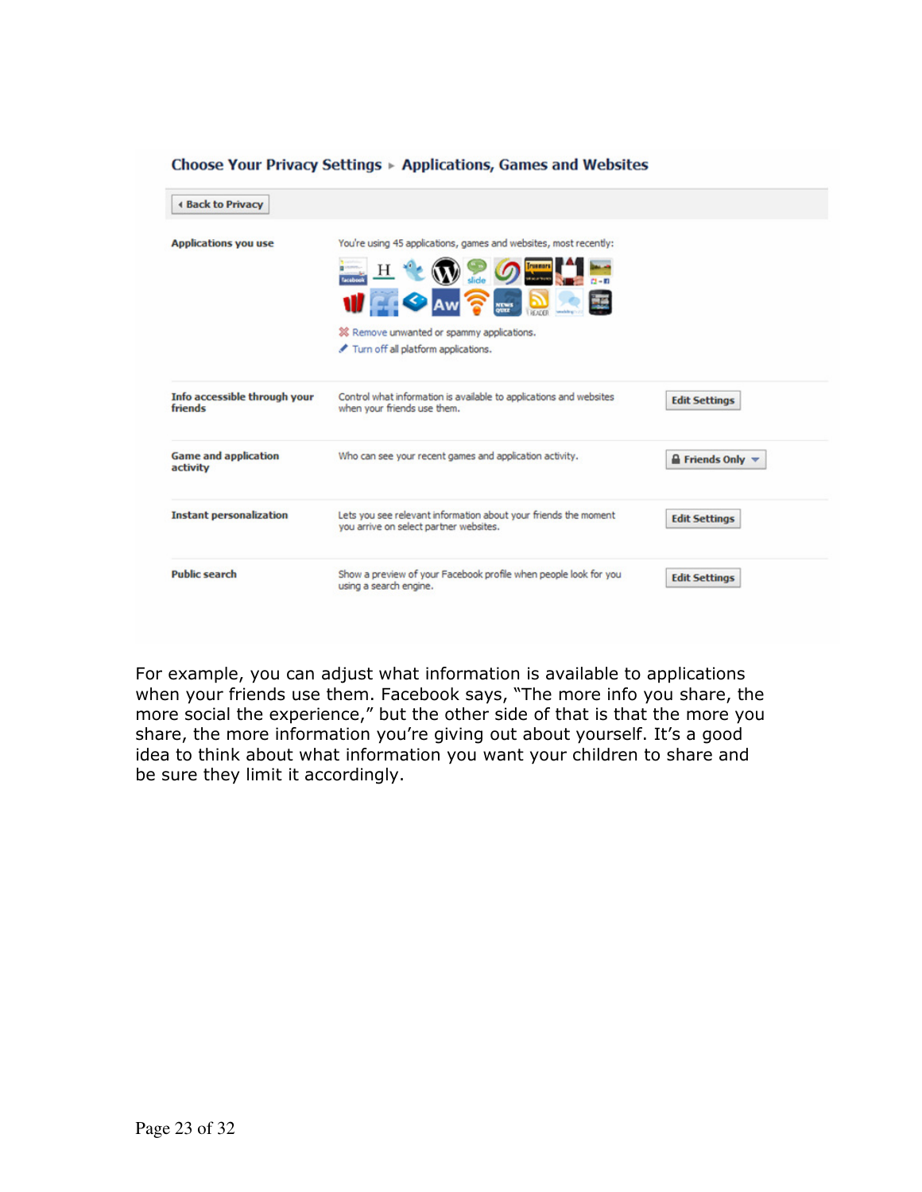Choose Your Privacy Settings ▸ Applications, Games and Websites

| | | |
|---|---|---|
| **Applications you use** | You're using 45 applications, games and websites, most recently: Remove unwanted or spammy applications. Turn off all platform applications. | |
| **Info accessible through your friends** | Control what information is available to applications and websites when your friends use them. | Edit Settings |
| **Game and application activity** | Who can see your recent games and application activity. | Friends Only |
| **Instant personalization** | Lets you see relevant information about your friends the moment you arrive on select partner websites. | Edit Settings |
| **Public search** | Show a preview of your Facebook profile when people look for you using a search engine. | Edit Settings |

For example, you can adjust what information is available to applications when your friends use them. Facebook says, "The more info you share, the more social the experience," but the other side of that is that the more you share, the more information you're giving out about yourself. It's a good idea to think about what information you want your children to share and be sure they limit it accordingly.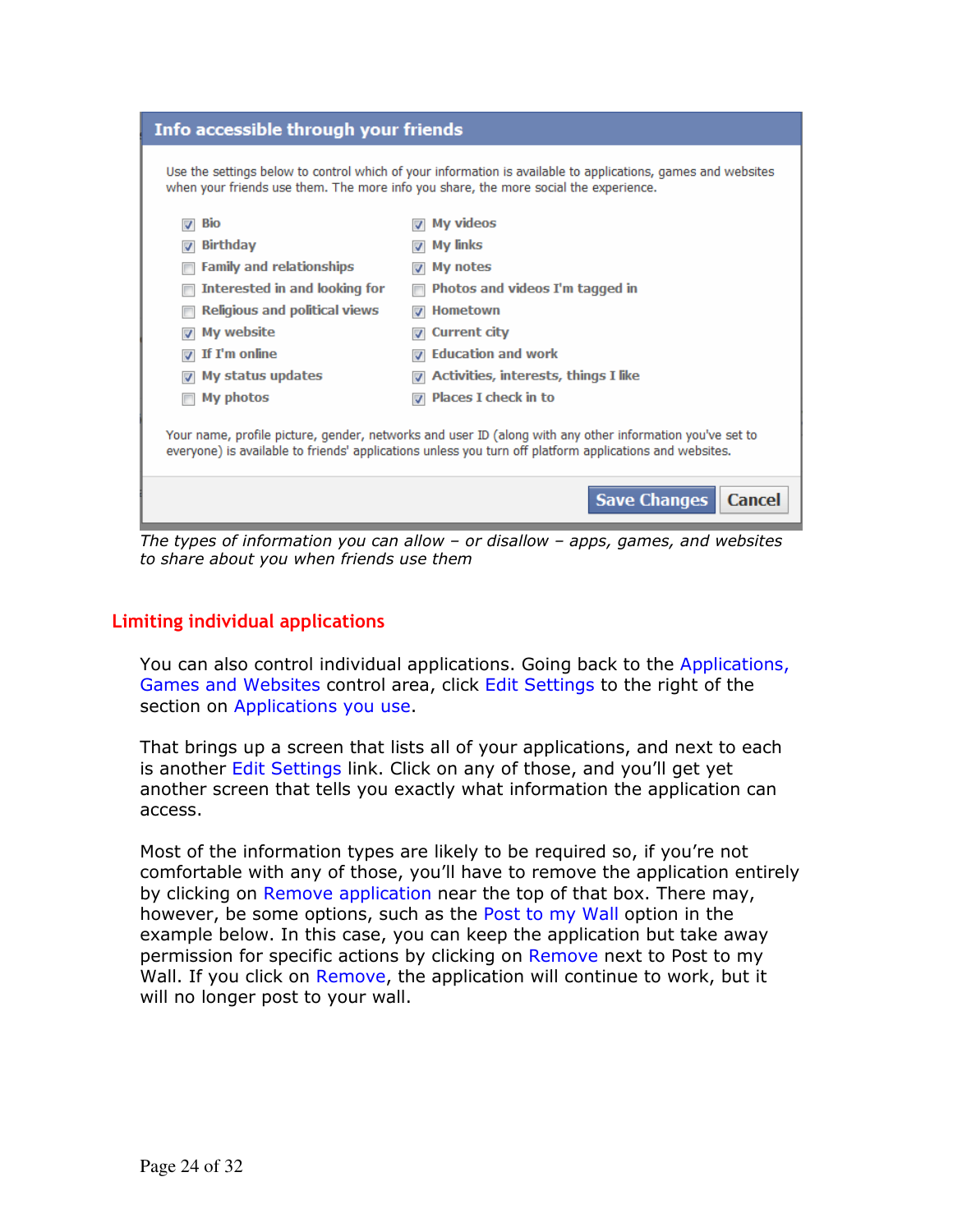Info accessible through your friends

Use the settings below to control which of your information is available to applications, games and websites when your friends use them. The more info you share, the more social the experience.

- [x] Bio
- [x] Birthday
- [ ] Family and relationships
- [ ] Interested in and looking for
- [ ] Religious and political views
- [x] My website
- [x] If I'm online
- [x] My status updates
- [ ] My photos
- [x] My videos
- [x] My links
- [x] My notes
- [ ] Photos and videos I'm tagged in
- [x] Hometown
- [x] Current city
- [x] Education and work
- [x] Activities, interests, things I like
- [x] Places I check in to

Your name, profile picture, gender, networks and user ID (along with any other information you've set to everyone) is available to friends' applications unless you turn off platform applications and websites.

Save Changes | Cancel

*The types of information you can allow – or disallow – apps, games, and websites to share about you when friends use them*

## Limiting individual applications

You can also control individual applications. Going back to the Applications, Games and Websites control area, click Edit Settings to the right of the section on Applications you use.

That brings up a screen that lists all of your applications, and next to each is another Edit Settings link. Click on any of those, and you'll get yet another screen that tells you exactly what information the application can access.

Most of the information types are likely to be required so, if you're not comfortable with any of those, you'll have to remove the application entirely by clicking on Remove application near the top of that box. There may, however, be some options, such as the Post to my Wall option in the example below. In this case, you can keep the application but take away permission for specific actions by clicking on Remove next to Post to my Wall. If you click on Remove, the application will continue to work, but it will no longer post to your wall.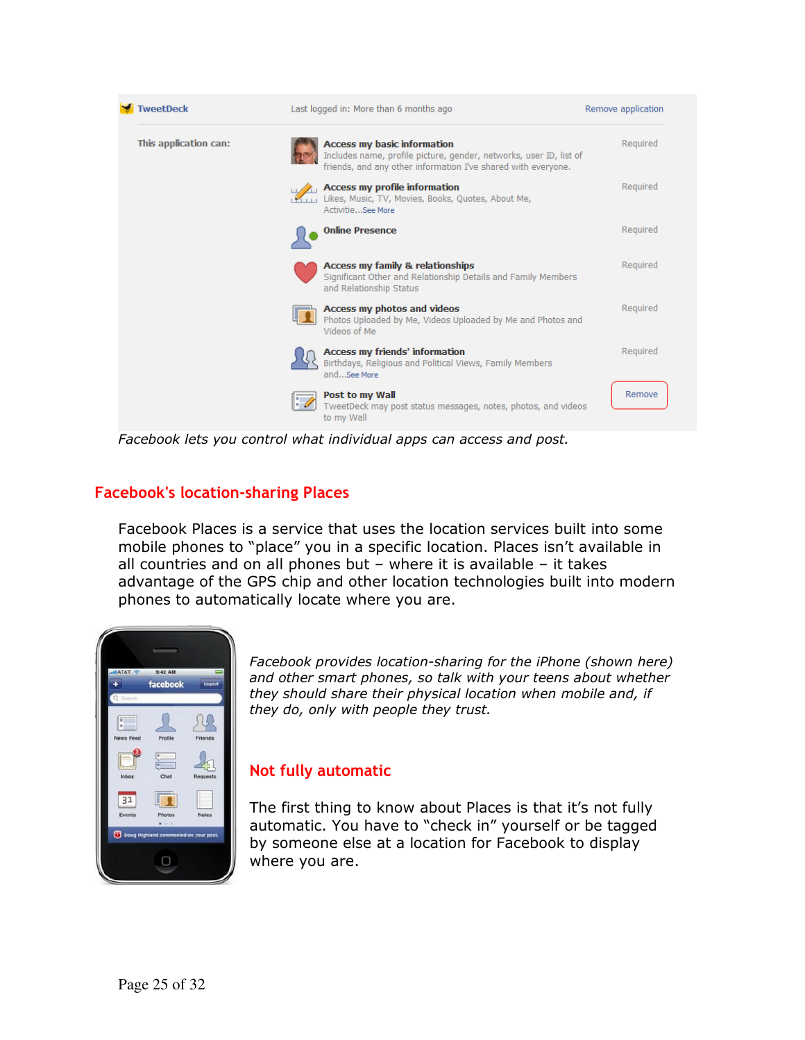Facebook lets you control what individual apps can access and post.

## Facebook's location-sharing Places

Facebook Places is a service that uses the location services built into some mobile phones to "place" you in a specific location. Places isn't available in all countries and on all phones but – where it is available – it takes advantage of the GPS chip and other location technologies built into modern phones to automatically locate where you are.

*Facebook provides location-sharing for the iPhone (shown here) and other smart phones, so talk with your teens about whether they should share their physical location when mobile and, if they do, only with people they trust.*

## Not fully automatic

The first thing to know about Places is that it's not fully automatic. You have to "check in" yourself or be tagged by someone else at a location for Facebook to display where you are.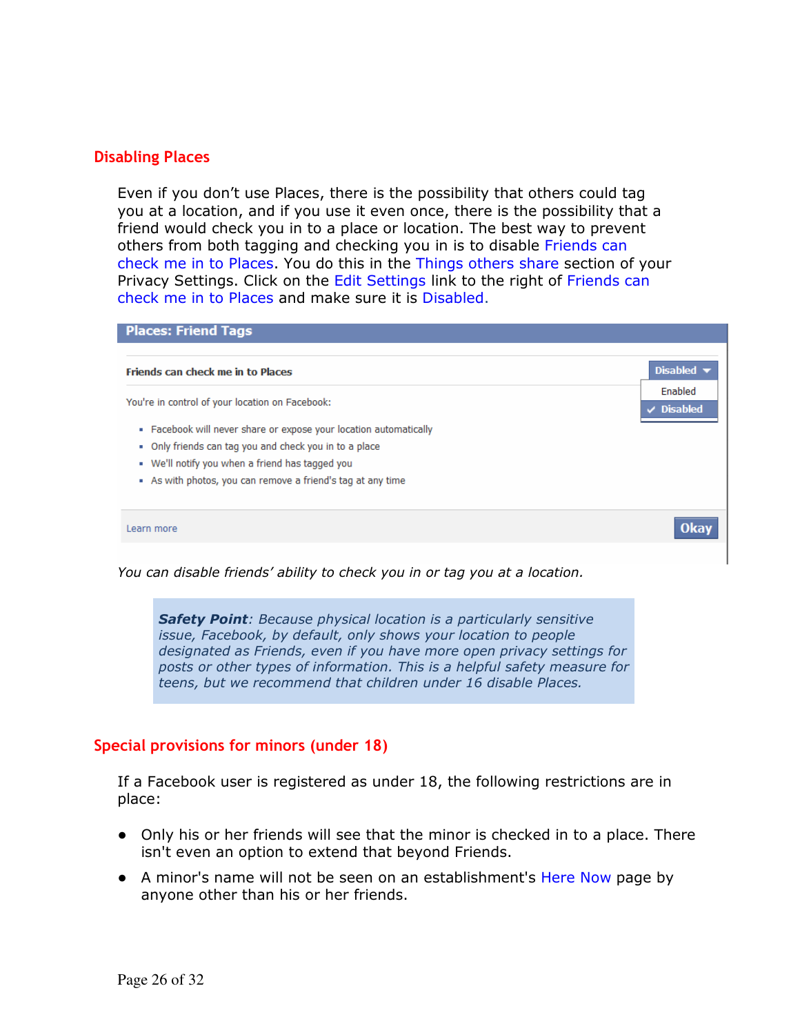## Disabling Places

Even if you don't use Places, there is the possibility that others could tag you at a location, and if you use it even once, there is the possibility that a friend would check you in to a place or location. The best way to prevent others from both tagging and checking you in is to disable Friends can check me in to Places. You do this in the Things others share section of your Privacy Settings. Click on the Edit Settings link to the right of Friends can check me in to Places and make sure it is Disabled.

**Places: Friend Tags**

**Friends can check me in to Places** — Disabled (Enabled / ✓ Disabled)

You're in control of your location on Facebook:

- Facebook will never share or expose your location automatically
- Only friends can tag you and check you in to a place
- We'll notify you when a friend has tagged you
- As with photos, you can remove a friend's tag at any time

Learn more — **Okay**

*You can disable friends' ability to check you in or tag you at a location.*

> ***Safety Point**: Because physical location is a particularly sensitive issue, Facebook, by default, only shows your location to people designated as Friends, even if you have more open privacy settings for posts or other types of information. This is a helpful safety measure for teens, but we recommend that children under 16 disable Places.*

## Special provisions for minors (under 18)

If a Facebook user is registered as under 18, the following restrictions are in place:

- Only his or her friends will see that the minor is checked in to a place. There isn't even an option to extend that beyond Friends.
- A minor's name will not be seen on an establishment's Here Now page by anyone other than his or her friends.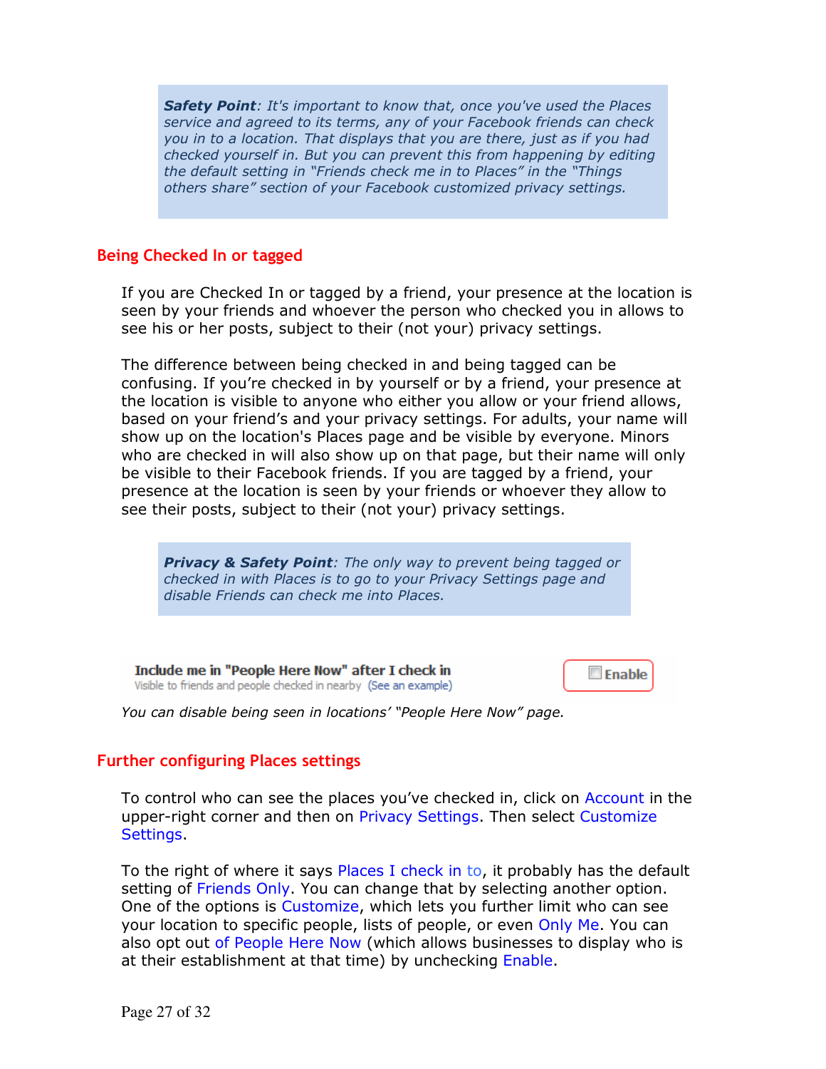> ***Safety Point**: It's important to know that, once you've used the Places service and agreed to its terms, any of your Facebook friends can check you in to a location. That displays that you are there, just as if you had checked yourself in. But you can prevent this from happening by editing the default setting in "Friends check me in to Places" in the "Things others share" section of your Facebook customized privacy settings.*

## Being Checked In or tagged

If you are Checked In or tagged by a friend, your presence at the location is seen by your friends and whoever the person who checked you in allows to see his or her posts, subject to their (not your) privacy settings.

The difference between being checked in and being tagged can be confusing. If you're checked in by yourself or by a friend, your presence at the location is visible to anyone who either you allow or your friend allows, based on your friend's and your privacy settings. For adults, your name will show up on the location's Places page and be visible by everyone. Minors who are checked in will also show up on that page, but their name will only be visible to their Facebook friends. If you are tagged by a friend, your presence at the location is seen by your friends or whoever they allow to see their posts, subject to their (not your) privacy settings.

> ***Privacy & Safety Point**: The only way to prevent being tagged or checked in with Places is to go to your Privacy Settings page and disable Friends can check me into Places.*

**Include me in "People Here Now" after I check in**
Visible to friends and people checked in nearby (See an example) — ☐ Enable

*You can disable being seen in locations' "People Here Now" page.*

## Further configuring Places settings

To control who can see the places you've checked in, click on Account in the upper-right corner and then on Privacy Settings. Then select Customize Settings.

To the right of where it says Places I check in to, it probably has the default setting of Friends Only. You can change that by selecting another option. One of the options is Customize, which lets you further limit who can see your location to specific people, lists of people, or even Only Me. You can also opt out of People Here Now (which allows businesses to display who is at their establishment at that time) by unchecking Enable.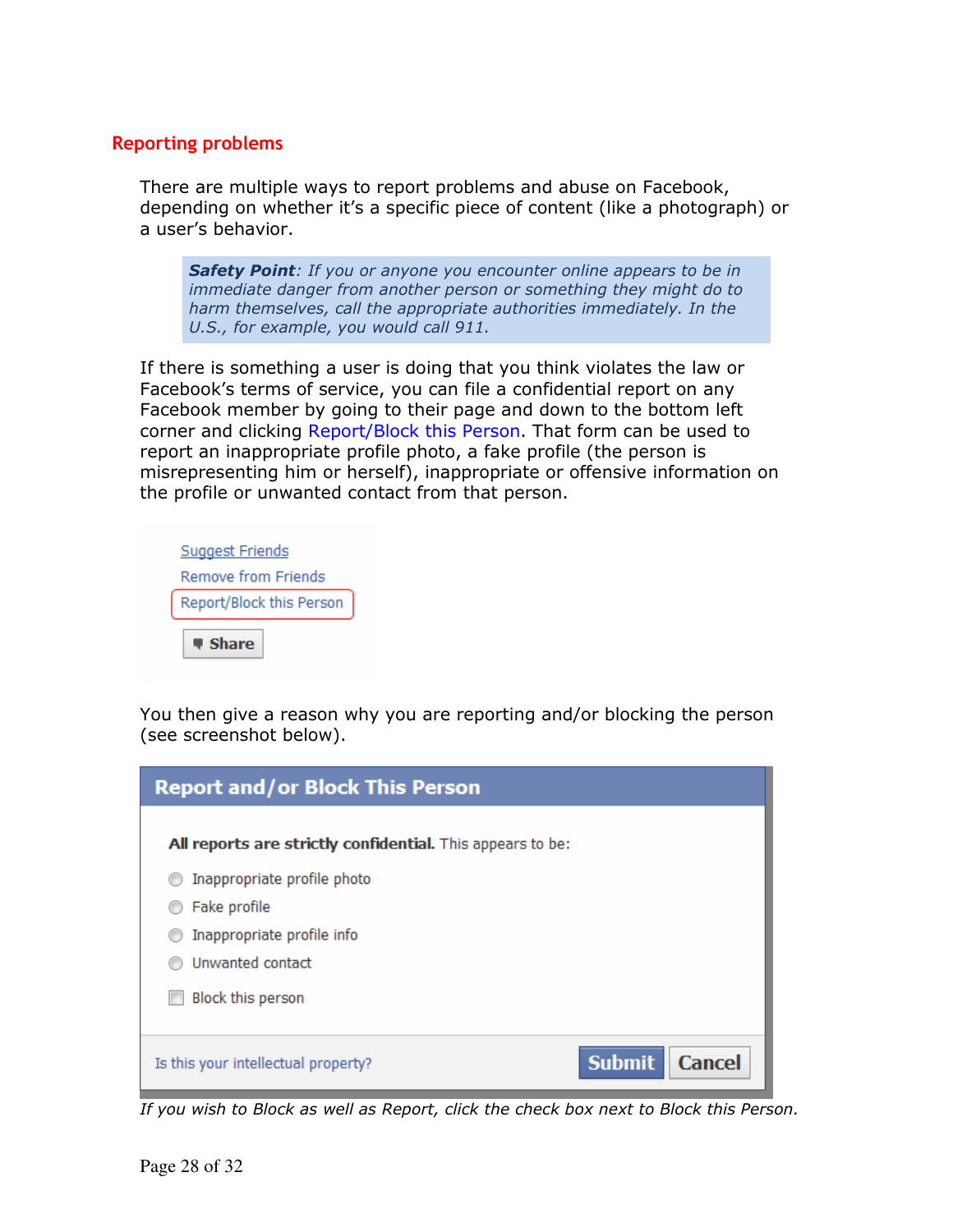## Reporting problems

There are multiple ways to report problems and abuse on Facebook, depending on whether it's a specific piece of content (like a photograph) or a user's behavior.

> ***Safety Point**: If you or anyone you encounter online appears to be in immediate danger from another person or something they might do to harm themselves, call the appropriate authorities immediately. In the U.S., for example, you would call 911.*

If there is something a user is doing that you think violates the law or Facebook's terms of service, you can file a confidential report on any Facebook member by going to their page and down to the bottom left corner and clicking Report/Block this Person. That form can be used to report an inappropriate profile photo, a fake profile (the person is misrepresenting him or herself), inappropriate or offensive information on the profile or unwanted contact from that person.

Suggest Friends
Remove from Friends
Report/Block this Person
Share

You then give a reason why you are reporting and/or blocking the person (see screenshot below).

**Report and/or Block This Person**

**All reports are strictly confidential.** This appears to be:

- Inappropriate profile photo
- Fake profile
- Inappropriate profile info
- Unwanted contact

- Block this person

Is this your intellectual property? | Submit | Cancel

*If you wish to Block as well as Report, click the check box next to Block this Person.*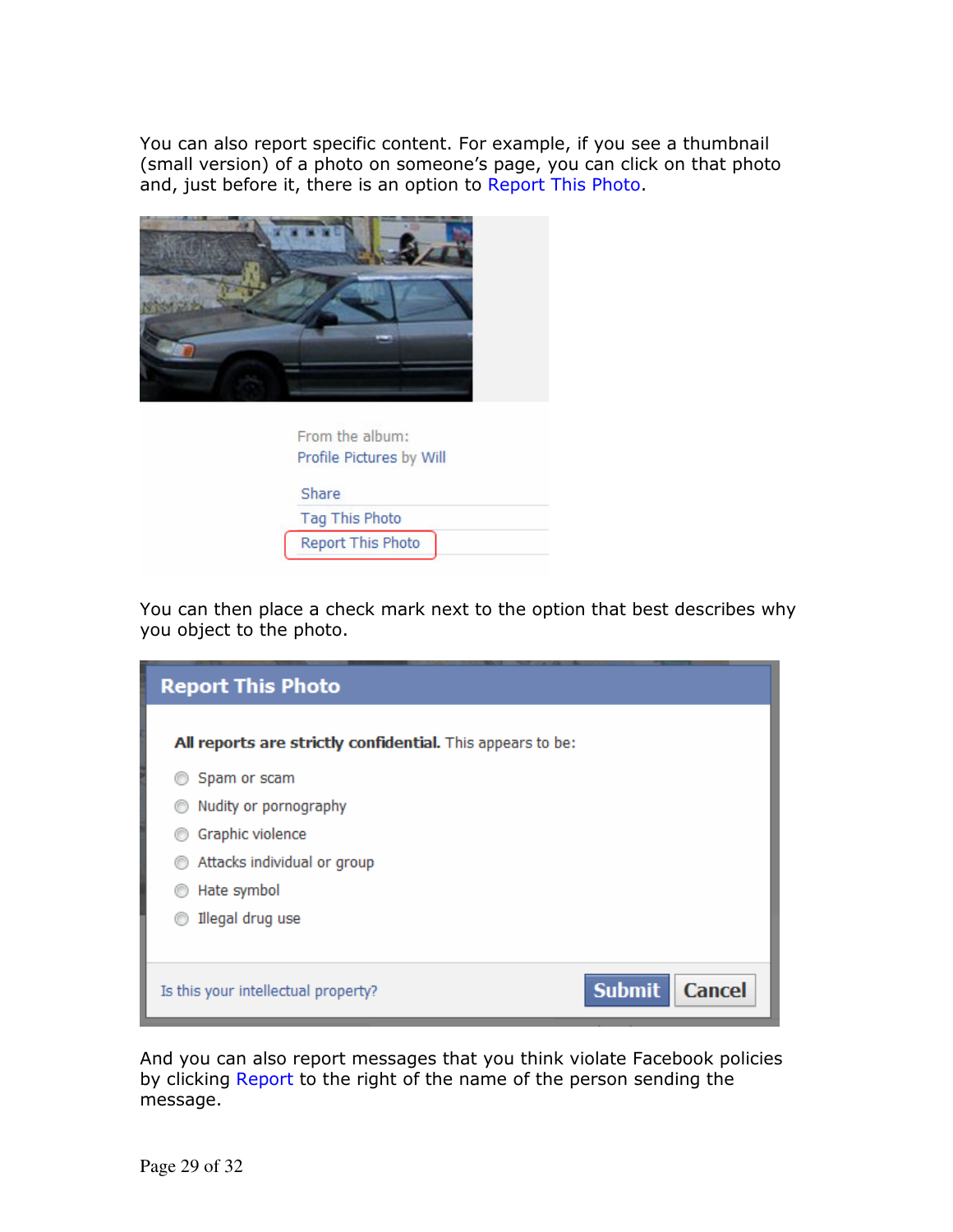You can also report specific content. For example, if you see a thumbnail (small version) of a photo on someone's page, you can click on that photo and, just before it, there is an option to Report This Photo.

From the album:
Profile Pictures by Will

Share
Tag This Photo
Report This Photo

You can then place a check mark next to the option that best describes why you object to the photo.

**Report This Photo**

**All reports are strictly confidential.** This appears to be:

- Spam or scam
- Nudity or pornography
- Graphic violence
- Attacks individual or group
- Hate symbol
- Illegal drug use

Is this your intellectual property? Submit Cancel

And you can also report messages that you think violate Facebook policies by clicking Report to the right of the name of the person sending the message.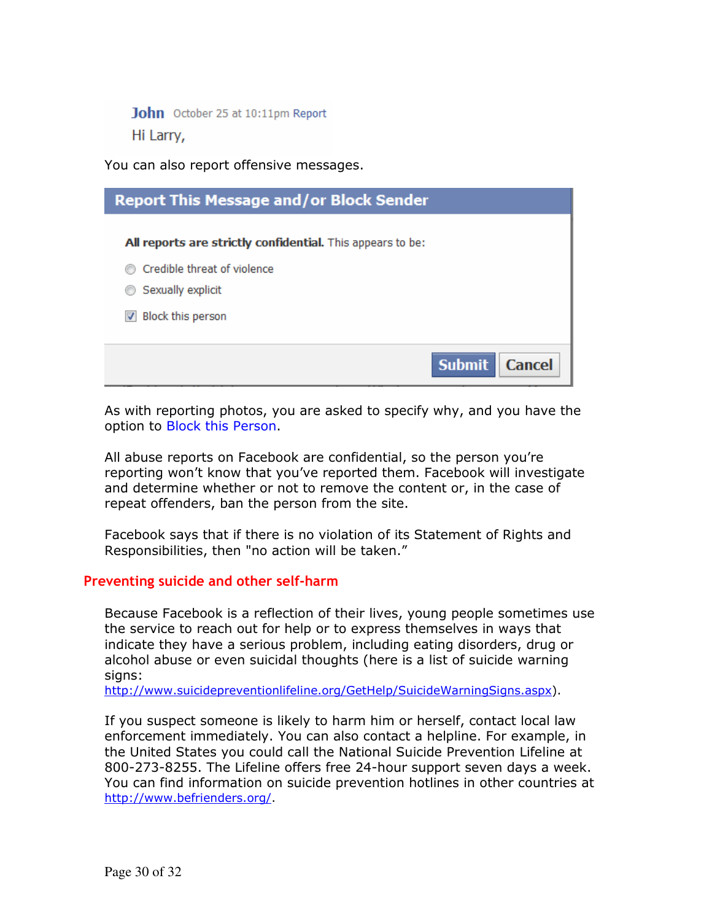John October 25 at 10:11pm Report

Hi Larry,

You can also report offensive messages.

**Report This Message and/or Block Sender**

**All reports are strictly confidential.** This appears to be:

- Credible threat of violence
- Sexually explicit
- Block this person

Submit Cancel

As with reporting photos, you are asked to specify why, and you have the option to Block this Person.

All abuse reports on Facebook are confidential, so the person you're reporting won't know that you've reported them. Facebook will investigate and determine whether or not to remove the content or, in the case of repeat offenders, ban the person from the site.

Facebook says that if there is no violation of its Statement of Rights and Responsibilities, then "no action will be taken."

## Preventing suicide and other self-harm

Because Facebook is a reflection of their lives, young people sometimes use the service to reach out for help or to express themselves in ways that indicate they have a serious problem, including eating disorders, drug or alcohol abuse or even suicidal thoughts (here is a list of suicide warning signs: http://www.suicidepreventionlifeline.org/GetHelp/SuicideWarningSigns.aspx).

If you suspect someone is likely to harm him or herself, contact local law enforcement immediately. You can also contact a helpline. For example, in the United States you could call the National Suicide Prevention Lifeline at 800-273-8255. The Lifeline offers free 24-hour support seven days a week. You can find information on suicide prevention hotlines in other countries at http://www.befrienders.org/.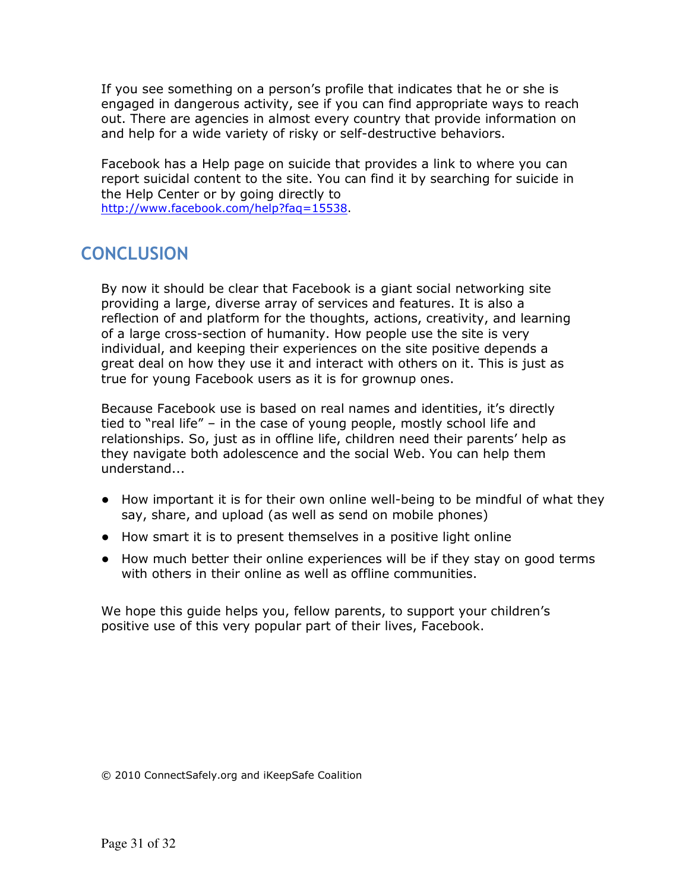If you see something on a person's profile that indicates that he or she is engaged in dangerous activity, see if you can find appropriate ways to reach out. There are agencies in almost every country that provide information on and help for a wide variety of risky or self-destructive behaviors.

Facebook has a Help page on suicide that provides a link to where you can report suicidal content to the site. You can find it by searching for suicide in the Help Center or by going directly to http://www.facebook.com/help?faq=15538.

## CONCLUSION

By now it should be clear that Facebook is a giant social networking site providing a large, diverse array of services and features. It is also a reflection of and platform for the thoughts, actions, creativity, and learning of a large cross-section of humanity. How people use the site is very individual, and keeping their experiences on the site positive depends a great deal on how they use it and interact with others on it. This is just as true for young Facebook users as it is for grownup ones.

Because Facebook use is based on real names and identities, it's directly tied to "real life" – in the case of young people, mostly school life and relationships. So, just as in offline life, children need their parents' help as they navigate both adolescence and the social Web. You can help them understand...

- How important it is for their own online well-being to be mindful of what they say, share, and upload (as well as send on mobile phones)
- How smart it is to present themselves in a positive light online
- How much better their online experiences will be if they stay on good terms with others in their online as well as offline communities.

We hope this guide helps you, fellow parents, to support your children's positive use of this very popular part of their lives, Facebook.

© 2010 ConnectSafely.org and iKeepSafe Coalition